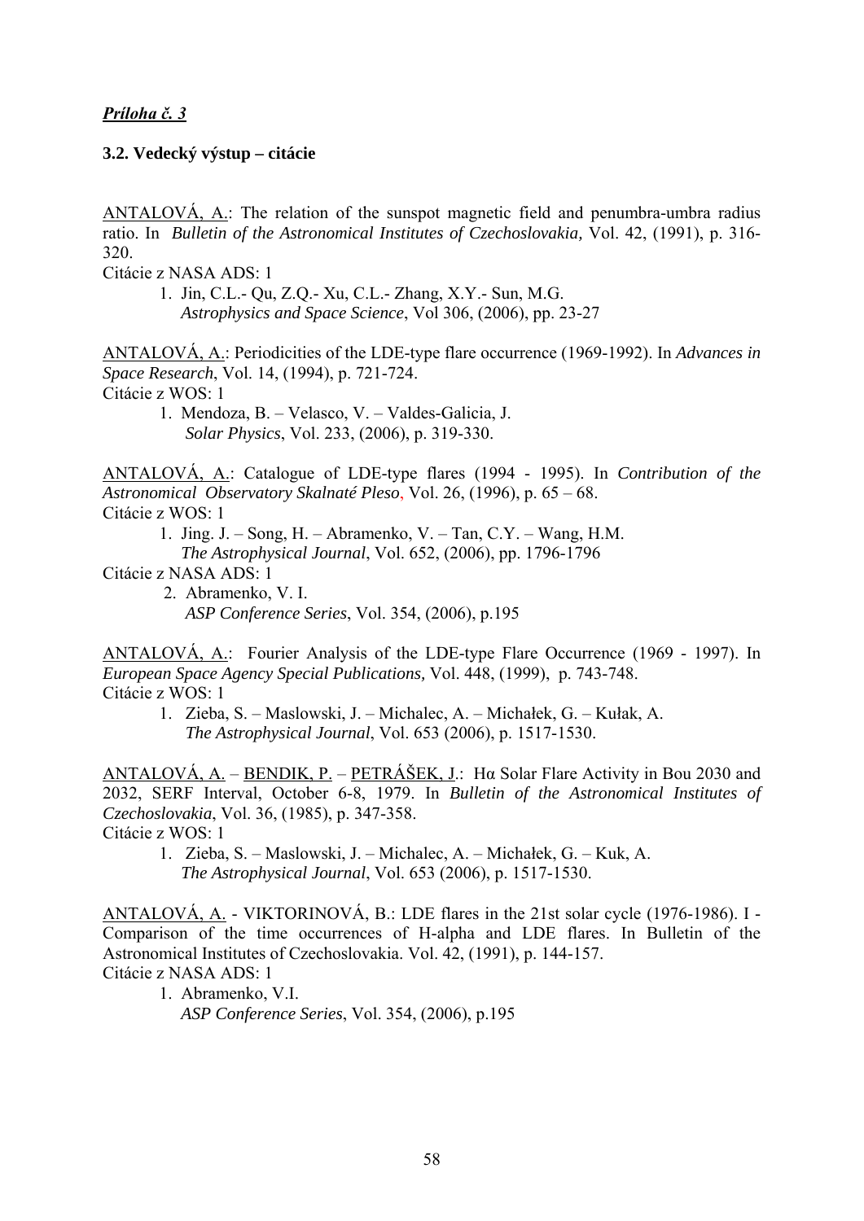***Príloha č. 3***

**3.2. Vedecký výstup – citácie**

ANTALOVÁ, A.: The relation of the sunspot magnetic field and penumbra-umbra radius ratio. In *Bulletin of the Astronomical Institutes of Czechoslovakia,* Vol. 42, (1991), p. 316-320.

Citácie z NASA ADS: 1

1. Jin, C.L.- Qu, Z.Q.- Xu, C.L.- Zhang, X.Y.- Sun, M.G.
   *Astrophysics and Space Science*, Vol 306, (2006), pp. 23-27

ANTALOVÁ, A.: Periodicities of the LDE-type flare occurrence (1969-1992). In *Advances in Space Research*, Vol. 14, (1994), p. 721-724.

Citácie z WOS: 1

1. Mendoza, B. – Velasco, V. – Valdes-Galicia, J.
   *Solar Physics*, Vol. 233, (2006), p. 319-330.

ANTALOVÁ, A.: Catalogue of LDE-type flares (1994 - 1995). In *Contribution of the Astronomical Observatory Skalnaté Pleso*, Vol. 26, (1996), p. 65 – 68.

Citácie z WOS: 1

1. Jing. J. – Song, H. – Abramenko, V. – Tan, C.Y. – Wang, H.M.
   *The Astrophysical Journal*, Vol. 652, (2006), pp. 1796-1796

Citácie z NASA ADS: 1

2. Abramenko, V. I.
   *ASP Conference Series*, Vol. 354, (2006), p.195

ANTALOVÁ, A.: Fourier Analysis of the LDE-type Flare Occurrence (1969 - 1997). In *European Space Agency Special Publications,* Vol. 448, (1999), p. 743-748.

Citácie z WOS: 1

1. Zieba, S. – Maslowski, J. – Michalec, A. – Michałek, G. – Kułak, A.
   *The Astrophysical Journal*, Vol. 653 (2006), p. 1517-1530.

ANTALOVÁ, A. – BENDIK, P. – PETRÁŠEK, J.: Hα Solar Flare Activity in Bou 2030 and 2032, SERF Interval, October 6-8, 1979. In *Bulletin of the Astronomical Institutes of Czechoslovakia*, Vol. 36, (1985), p. 347-358.

Citácie z WOS: 1

1. Zieba, S. – Maslowski, J. – Michalec, A. – Michałek, G. – Kuk, A.
   *The Astrophysical Journal*, Vol. 653 (2006), p. 1517-1530.

ANTALOVÁ, A. - VIKTORINOVÁ, B.: LDE flares in the 21st solar cycle (1976-1986). I - Comparison of the time occurrences of H-alpha and LDE flares. In Bulletin of the Astronomical Institutes of Czechoslovakia. Vol. 42, (1991), p. 144-157.

Citácie z NASA ADS: 1

1. Abramenko, V.I.
   *ASP Conference Series*, Vol. 354, (2006), p.195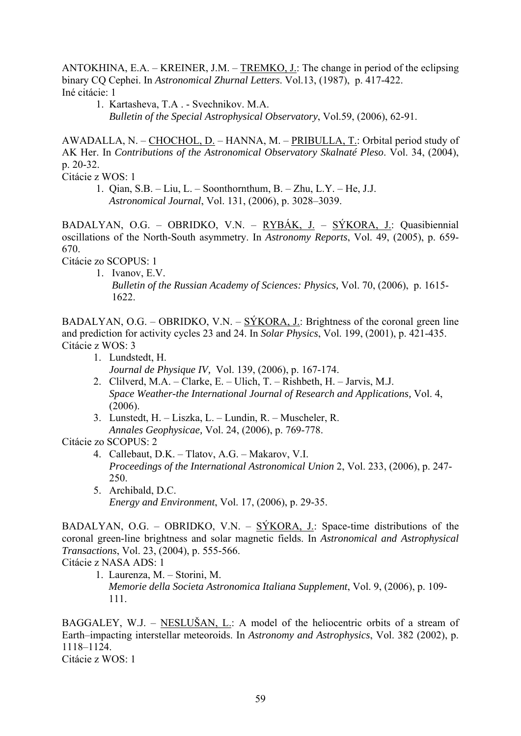ANTOKHINA, E.A. – KREINER, J.M. – <u>TREMKO, J.</u>: The change in period of the eclipsing binary CQ Cephei. In *Astronomical Zhurnal Letters*. Vol.13, (1987), p. 417-422.
Iné citácie: 1

1. Kartasheva, T.A . - Svechnikov. M.A.
   *Bulletin of the Special Astrophysical Observatory*, Vol.59, (2006), 62-91.

AWADALLA, N. – <u>CHOCHOL, D.</u> – HANNA, M. – <u>PRIBULLA, T.</u>: Orbital period study of AK Her. In *Contributions of the Astronomical Observatory Skalnaté Pleso*. Vol. 34, (2004), p. 20-32.
Citácie z WOS: 1

1. Qian, S.B. – Liu, L. – Soonthornthum, B. – Zhu, L.Y. – He, J.J.
   *Astronomical Journal*, Vol. 131, (2006), p. 3028–3039.

BADALYAN, O.G. – OBRIDKO, V.N. – <u>RYBÁK, J.</u> – <u>SÝKORA, J.</u>: Quasibiennial oscillations of the North-South asymmetry. In *Astronomy Reports*, Vol. 49, (2005), p. 659-670.
Citácie zo SCOPUS: 1

1. Ivanov, E.V.
   *Bulletin of the Russian Academy of Sciences: Physics,* Vol. 70, (2006), p. 1615-1622.

BADALYAN, O.G. – OBRIDKO, V.N. – <u>SÝKORA, J.</u>: Brightness of the coronal green line and prediction for activity cycles 23 and 24. In *Solar Physics*, Vol. 199, (2001), p. 421-435.
Citácie z WOS: 3

1. Lundstedt, H.
   *Journal de Physique IV,* Vol. 139, (2006), p. 167-174.
2. Clilverd, M.A. – Clarke, E. – Ulich, T. – Rishbeth, H. – Jarvis, M.J.
   *Space Weather-the International Journal of Research and Applications,* Vol. 4, (2006).
3. Lunstedt, H. – Liszka, L. – Lundin, R. – Muscheler, R.
   *Annales Geophysicae,* Vol. 24, (2006), p. 769-778.

Citácie zo SCOPUS: 2

4. Callebaut, D.K. – Tlatov, A.G. – Makarov, V.I.
   *Proceedings of the International Astronomical Union* 2, Vol. 233, (2006), p. 247-250.
5. Archibald, D.C.
   *Energy and Environment*, Vol. 17, (2006), p. 29-35.

BADALYAN, O.G. – OBRIDKO, V.N. – <u>SÝKORA, J.</u>: Space-time distributions of the coronal green-line brightness and solar magnetic fields. In *Astronomical and Astrophysical Transactions*, Vol. 23, (2004), p. 555-566.
Citácie z NASA ADS: 1

1. Laurenza, M. – Storini, M.
   *Memorie della Societa Astronomica Italiana Supplement*, Vol. 9, (2006), p. 109-111.

BAGGALEY, W.J. – <u>NESLUŠAN, L.</u>: A model of the heliocentric orbits of a stream of Earth–impacting interstellar meteoroids. In *Astronomy and Astrophysics*, Vol. 382 (2002), p. 1118–1124.
Citácie z WOS: 1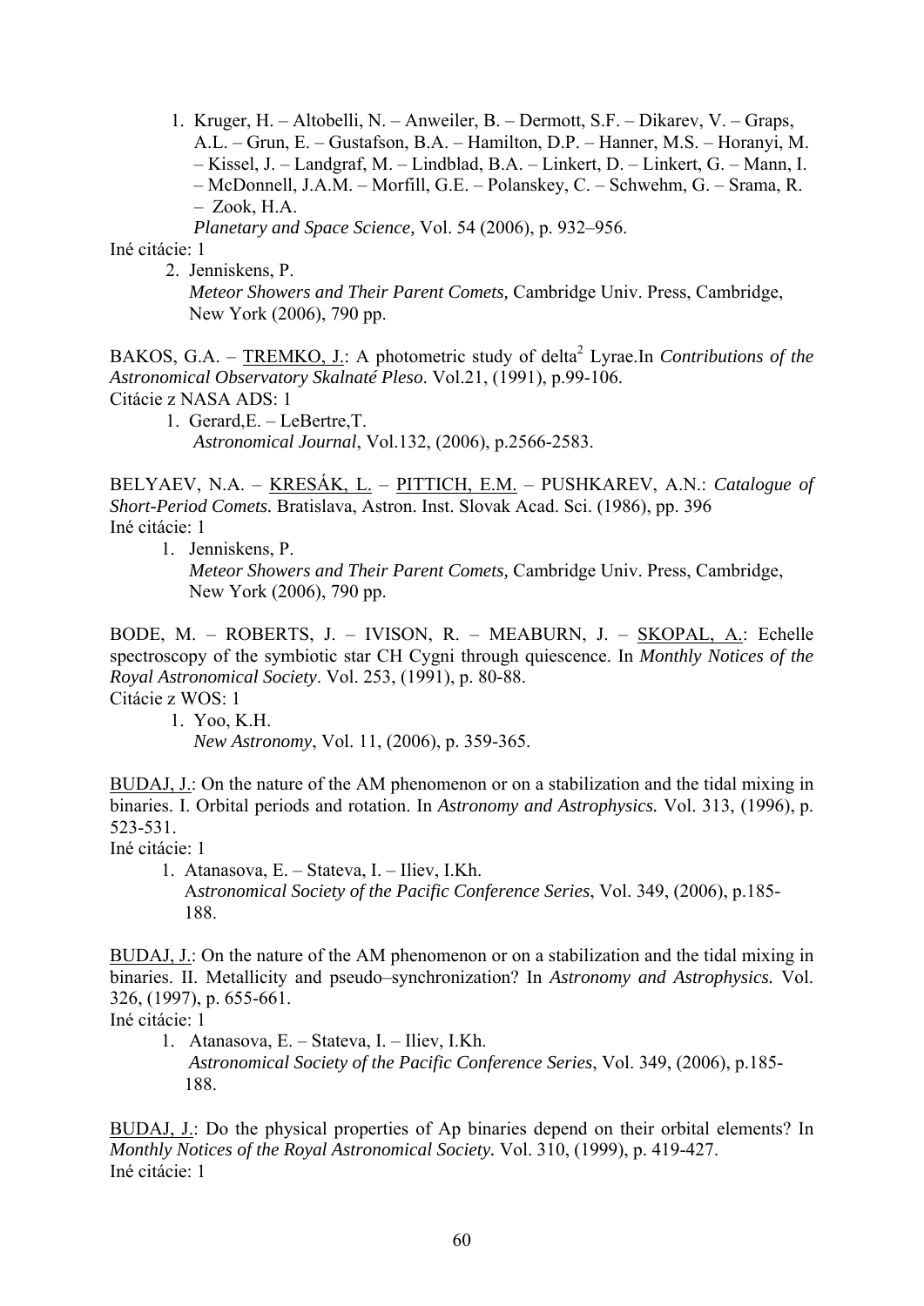1. Kruger, H. – Altobelli, N. – Anweiler, B. – Dermott, S.F. – Dikarev, V. – Graps, A.L. – Grun, E. – Gustafson, B.A. – Hamilton, D.P. – Hanner, M.S. – Horanyi, M. – Kissel, J. – Landgraf, M. – Lindblad, B.A. – Linkert, D. – Linkert, G. – Mann, I. – McDonnell, J.A.M. – Morfill, G.E. – Polanskey, C. – Schwehm, G. – Srama, R. – Zook, H.A.
   *Planetary and Space Science,* Vol. 54 (2006), p. 932–956.

Iné citácie: 1

2. Jenniskens, P.
   *Meteor Showers and Their Parent Comets,* Cambridge Univ. Press, Cambridge, New York (2006), 790 pp.

BAKOS, G.A. – TREMKO, J.: A photometric study of delta[2] Lyrae.In *Contributions of the Astronomical Observatory Skalnaté Pleso*. Vol.21, (1991), p.99-106.
Citácie z NASA ADS: 1

1. Gerard,E. – LeBertre,T.
   *Astronomical Journal*, Vol.132, (2006), p.2566-2583.

BELYAEV, N.A. – KRESÁK, L. – PITTICH, E.M. – PUSHKAREV, A.N.: *Catalogue of Short-Period Comets.* Bratislava, Astron. Inst. Slovak Acad. Sci. (1986), pp. 396
Iné citácie: 1

1. Jenniskens, P.
   *Meteor Showers and Their Parent Comets,* Cambridge Univ. Press, Cambridge, New York (2006), 790 pp.

BODE, M. – ROBERTS, J. – IVISON, R. – MEABURN, J. – SKOPAL, A.: Echelle spectroscopy of the symbiotic star CH Cygni through quiescence. In *Monthly Notices of the Royal Astronomical Society*. Vol. 253, (1991), p. 80-88.
Citácie z WOS: 1

1. Yoo, K.H.
   *New Astronomy*, Vol. 11, (2006), p. 359-365.

BUDAJ, J.: On the nature of the AM phenomenon or on a stabilization and the tidal mixing in binaries. I. Orbital periods and rotation. In *Astronomy and Astrophysics.* Vol. 313, (1996), p. 523-531.
Iné citácie: 1

1. Atanasova, E. – Stateva, I. – Iliev, I.Kh.
   *Astronomical Society of the Pacific Conference Series*, Vol. 349, (2006), p.185-188.

BUDAJ, J.: On the nature of the AM phenomenon or on a stabilization and the tidal mixing in binaries. II. Metallicity and pseudo–synchronization? In *Astronomy and Astrophysics.* Vol. 326, (1997), p. 655-661.
Iné citácie: 1

1. Atanasova, E. – Stateva, I. – Iliev, I.Kh.
   *Astronomical Society of the Pacific Conference Series*, Vol. 349, (2006), p.185-188.

BUDAJ, J.: Do the physical properties of Ap binaries depend on their orbital elements? In *Monthly Notices of the Royal Astronomical Society.* Vol. 310, (1999), p. 419-427.
Iné citácie: 1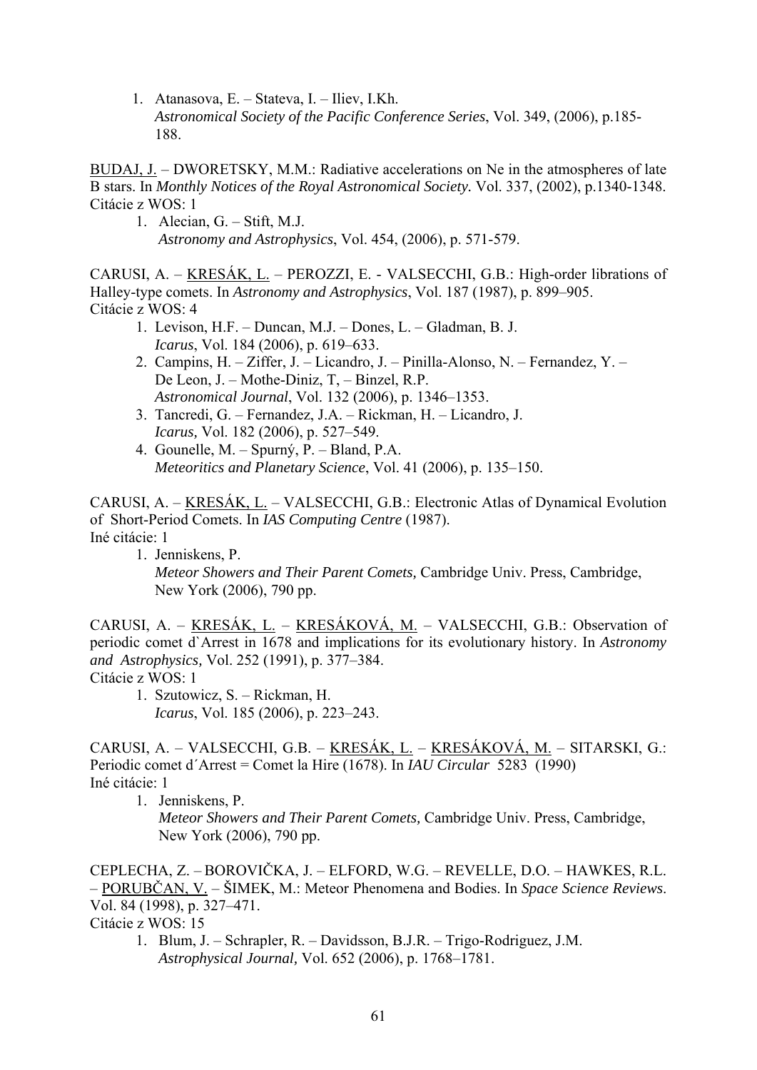1. Atanasova, E. – Stateva, I. – Iliev, I.Kh.
   *Astronomical Society of the Pacific Conference Series*, Vol. 349, (2006), p.185-188.

<u>BUDAJ, J.</u> – DWORETSKY, M.M.: Radiative accelerations on Ne in the atmospheres of late B stars. In *Monthly Notices of the Royal Astronomical Society.* Vol. 337, (2002), p.1340-1348.
Citácie z WOS: 1

1. Alecian, G. – Stift, M.J.
   *Astronomy and Astrophysics*, Vol. 454, (2006), p. 571-579.

CARUSI, A. – <u>KRESÁK, L.</u> – PEROZZI, E. - VALSECCHI, G.B.: High-order librations of Halley-type comets. In *Astronomy and Astrophysics*, Vol. 187 (1987), p. 899–905.
Citácie z WOS: 4

1. Levison, H.F. – Duncan, M.J. – Dones, L. – Gladman, B. J.
   *Icarus*, Vol. 184 (2006), p. 619–633.
2. Campins, H. – Ziffer, J. – Licandro, J. – Pinilla-Alonso, N. – Fernandez, Y. – De Leon, J. – Mothe-Diniz, T, – Binzel, R.P.
   *Astronomical Journal*, Vol. 132 (2006), p. 1346–1353.
3. Tancredi, G. – Fernandez, J.A. – Rickman, H. – Licandro, J.
   *Icarus,* Vol. 182 (2006), p. 527–549.
4. Gounelle, M. – Spurný, P. – Bland, P.A.
   *Meteoritics and Planetary Science*, Vol. 41 (2006), p. 135–150.

CARUSI, A. – <u>KRESÁK, L.</u> – VALSECCHI, G.B.: Electronic Atlas of Dynamical Evolution of Short-Period Comets. In *IAS Computing Centre* (1987).
Iné citácie: 1

1. Jenniskens, P.
   *Meteor Showers and Their Parent Comets,* Cambridge Univ. Press, Cambridge, New York (2006), 790 pp.

CARUSI, A. – <u>KRESÁK, L.</u> – <u>KRESÁKOVÁ, M.</u> – VALSECCHI, G.B.: Observation of periodic comet d`Arrest in 1678 and implications for its evolutionary history. In *Astronomy and Astrophysics,* Vol. 252 (1991), p. 377–384.
Citácie z WOS: 1

1. Szutowicz, S. – Rickman, H.
   *Icarus*, Vol. 185 (2006), p. 223–243.

CARUSI, A. – VALSECCHI, G.B. – <u>KRESÁK, L.</u> – <u>KRESÁKOVÁ, M.</u> – SITARSKI, G.: Periodic comet d´Arrest = Comet la Hire (1678). In *IAU Circular* 5283 (1990)
Iné citácie: 1

1. Jenniskens, P.
   *Meteor Showers and Their Parent Comets,* Cambridge Univ. Press, Cambridge, New York (2006), 790 pp.

CEPLECHA, Z. – BOROVIČKA, J. – ELFORD, W.G. – REVELLE, D.O. – HAWKES, R.L. – <u>PORUBČAN, V.</u> – ŠIMEK, M.: Meteor Phenomena and Bodies. In *Space Science Reviews*. Vol. 84 (1998), p. 327–471.
Citácie z WOS: 15

1. Blum, J. – Schrapler, R. – Davidsson, B.J.R. – Trigo-Rodriguez, J.M.
   *Astrophysical Journal,* Vol. 652 (2006), p. 1768–1781.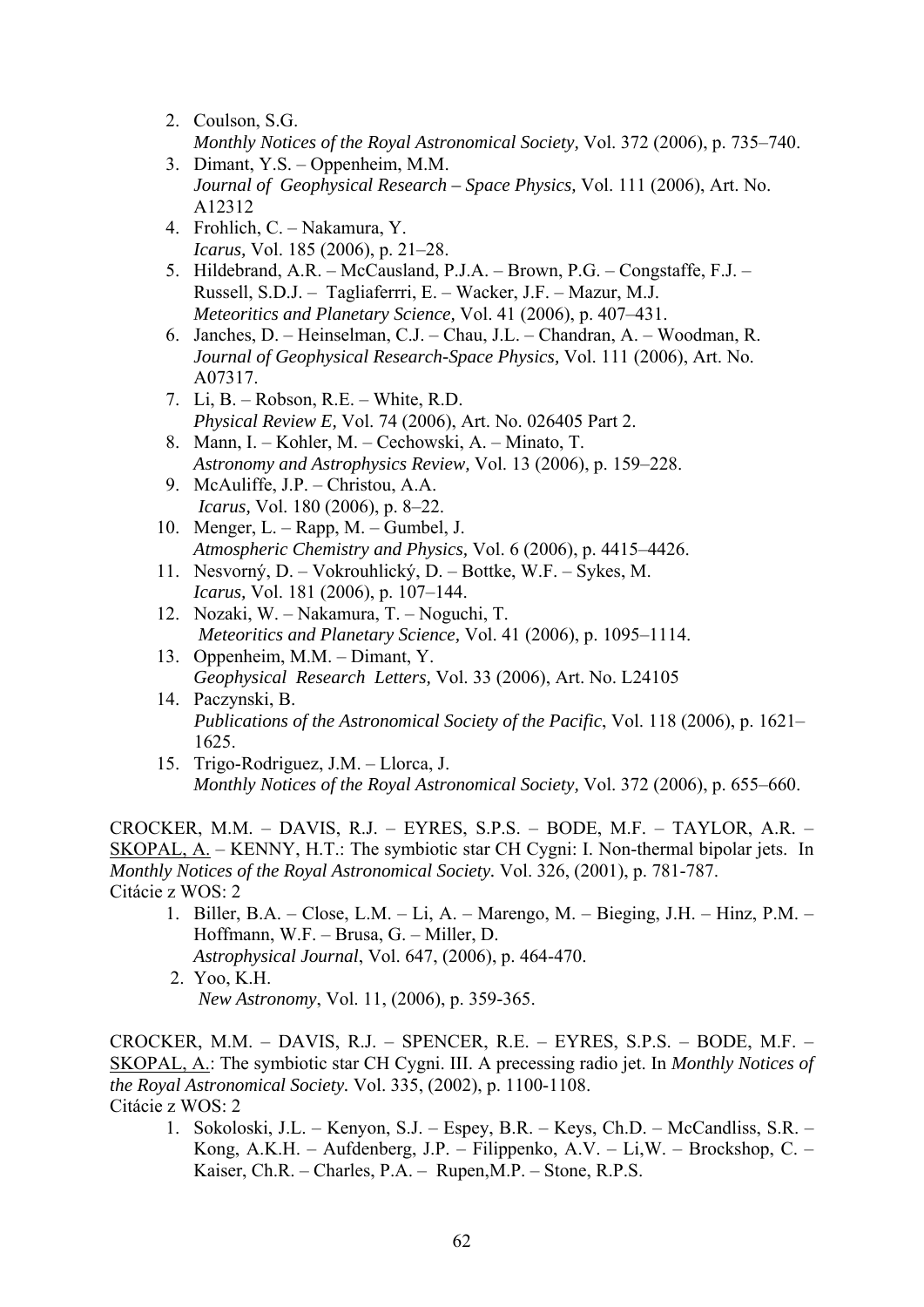2. Coulson, S.G.
   *Monthly Notices of the Royal Astronomical Society,* Vol. 372 (2006), p. 735–740.
3. Dimant, Y.S. – Oppenheim, M.M.
   *Journal of Geophysical Research – Space Physics,* Vol. 111 (2006), Art. No. A12312
4. Frohlich, C. – Nakamura, Y.
   *Icarus,* Vol. 185 (2006), p. 21–28.
5. Hildebrand, A.R. – McCausland, P.J.A. – Brown, P.G. – Congstaffe, F.J. – Russell, S.D.J. – Tagliaferrri, E. – Wacker, J.F. – Mazur, M.J.
   *Meteoritics and Planetary Science,* Vol. 41 (2006), p. 407–431.
6. Janches, D. – Heinselman, C.J. – Chau, J.L. – Chandran, A. – Woodman, R.
   *Journal of Geophysical Research-Space Physics,* Vol. 111 (2006), Art. No. A07317.
7. Li, B. – Robson, R.E. – White, R.D.
   *Physical Review E,* Vol. 74 (2006), Art. No. 026405 Part 2.
8. Mann, I. – Kohler, M. – Cechowski, A. – Minato, T.
   *Astronomy and Astrophysics Review,* Vol. 13 (2006), p. 159–228.
9. McAuliffe, J.P. – Christou, A.A.
   *Icarus,* Vol. 180 (2006), p. 8–22.
10. Menger, L. – Rapp, M. – Gumbel, J.
    *Atmospheric Chemistry and Physics,* Vol. 6 (2006), p. 4415–4426.
11. Nesvorný, D. – Vokrouhlický, D. – Bottke, W.F. – Sykes, M.
    *Icarus,* Vol. 181 (2006), p. 107–144.
12. Nozaki, W. – Nakamura, T. – Noguchi, T.
    *Meteoritics and Planetary Science,* Vol. 41 (2006), p. 1095–1114.
13. Oppenheim, M.M. – Dimant, Y.
    *Geophysical Research Letters,* Vol. 33 (2006), Art. No. L24105
14. Paczynski, B.
    *Publications of the Astronomical Society of the Pacific*, Vol. 118 (2006), p. 1621–1625.
15. Trigo-Rodriguez, J.M. – Llorca, J.
    *Monthly Notices of the Royal Astronomical Society,* Vol. 372 (2006), p. 655–660.

CROCKER, M.M. – DAVIS, R.J. – EYRES, S.P.S. – BODE, M.F. – TAYLOR, A.R. – SKOPAL, A. – KENNY, H.T.: The symbiotic star CH Cygni: I. Non-thermal bipolar jets. In *Monthly Notices of the Royal Astronomical Society.* Vol. 326, (2001), p. 781-787.
Citácie z WOS: 2

1. Biller, B.A. – Close, L.M. – Li, A. – Marengo, M. – Bieging, J.H. – Hinz, P.M. – Hoffmann, W.F. – Brusa, G. – Miller, D.
   *Astrophysical Journal*, Vol. 647, (2006), p. 464-470.
2. Yoo, K.H.
   *New Astronomy*, Vol. 11, (2006), p. 359-365.

CROCKER, M.M. – DAVIS, R.J. – SPENCER, R.E. – EYRES, S.P.S. – BODE, M.F. – SKOPAL, A.: The symbiotic star CH Cygni. III. A precessing radio jet. In *Monthly Notices of the Royal Astronomical Society.* Vol. 335, (2002), p. 1100-1108.
Citácie z WOS: 2

1. Sokoloski, J.L. – Kenyon, S.J. – Espey, B.R. – Keys, Ch.D. – McCandliss, S.R. – Kong, A.K.H. – Aufdenberg, J.P. – Filippenko, A.V. – Li,W. – Brockshop, C. – Kaiser, Ch.R. – Charles, P.A. – Rupen,M.P. – Stone, R.P.S.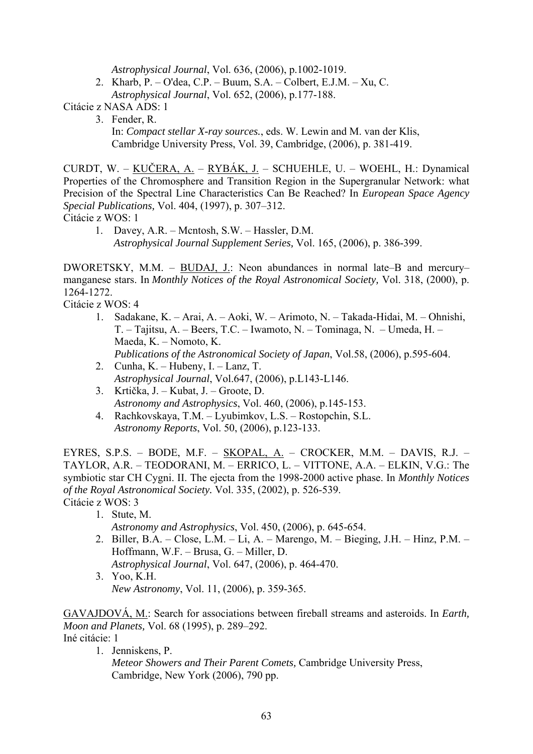*Astrophysical Journal*, Vol. 636, (2006), p.1002-1019.

2. Kharb, P. – O'dea, C.P. – Buum, S.A. – Colbert, E.J.M. – Xu, C.
   *Astrophysical Journal*, Vol. 652, (2006), p.177-188.

Citácie z NASA ADS: 1

3. Fender, R.
   In: *Compact stellar X-ray sources.*, eds. W. Lewin and M. van der Klis, Cambridge University Press, Vol. 39, Cambridge, (2006), p. 381-419.

CURDT, W. – <u>KUČERA, A.</u> – <u>RYBÁK, J.</u> – SCHUEHLE, U. – WOEHL, H.: Dynamical Properties of the Chromosphere and Transition Region in the Supergranular Network: what Precision of the Spectral Line Characteristics Can Be Reached? In *European Space Agency Special Publications,* Vol. 404, (1997), p. 307–312.

Citácie z WOS: 1

1. Davey, A.R. – Mcntosh, S.W. – Hassler, D.M.
   *Astrophysical Journal Supplement Series,* Vol. 165, (2006), p. 386-399.

DWORETSKY, M.M. – <u>BUDAJ, J.</u>: Neon abundances in normal late–B and mercury–manganese stars. In *Monthly Notices of the Royal Astronomical Society,* Vol. 318, (2000), p. 1264-1272.

Citácie z WOS: 4

1. Sadakane, K. – Arai, A. – Aoki, W. – Arimoto, N. – Takada-Hidai, M. – Ohnishi, T. – Tajitsu, A. – Beers, T.C. – Iwamoto, N. – Tominaga, N. – Umeda, H. – Maeda, K. – Nomoto, K.
   *Publications of the Astronomical Society of Japan*, Vol.58, (2006), p.595-604.
2. Cunha, K. – Hubeny, I. – Lanz, T.
   *Astrophysical Journal*, Vol.647, (2006), p.L143-L146.
3. Krtička, J. – Kubat, J. – Groote, D.
   *Astronomy and Astrophysics*, Vol. 460, (2006), p.145-153.
4. Rachkovskaya, T.M. – Lyubimkov, L.S. – Rostopchin, S.L.
   *Astronomy Reports*, Vol. 50, (2006), p.123-133.

EYRES, S.P.S. – BODE, M.F. – <u>SKOPAL, A.</u> – CROCKER, M.M. – DAVIS, R.J. – TAYLOR, A.R. – TEODORANI, M. – ERRICO, L. – VITTONE, A.A. – ELKIN, V.G.: The symbiotic star CH Cygni. II. The ejecta from the 1998-2000 active phase. In *Monthly Notices of the Royal Astronomical Society.* Vol. 335, (2002), p. 526-539.

Citácie z WOS: 3

1. Stute, M.
   *Astronomy and Astrophysics*, Vol. 450, (2006), p. 645-654.
2. Biller, B.A. – Close, L.M. – Li, A. – Marengo, M. – Bieging, J.H. – Hinz, P.M. – Hoffmann, W.F. – Brusa, G. – Miller, D.
   *Astrophysical Journal*, Vol. 647, (2006), p. 464-470.
3. Yoo, K.H.
   *New Astronomy*, Vol. 11, (2006), p. 359-365.

<u>GAVAJDOVÁ, M.</u>: Search for associations between fireball streams and asteroids. In *Earth, Moon and Planets,* Vol. 68 (1995), p. 289–292.

Iné citácie: 1

1. Jenniskens, P.
   *Meteor Showers and Their Parent Comets,* Cambridge University Press, Cambridge, New York (2006), 790 pp.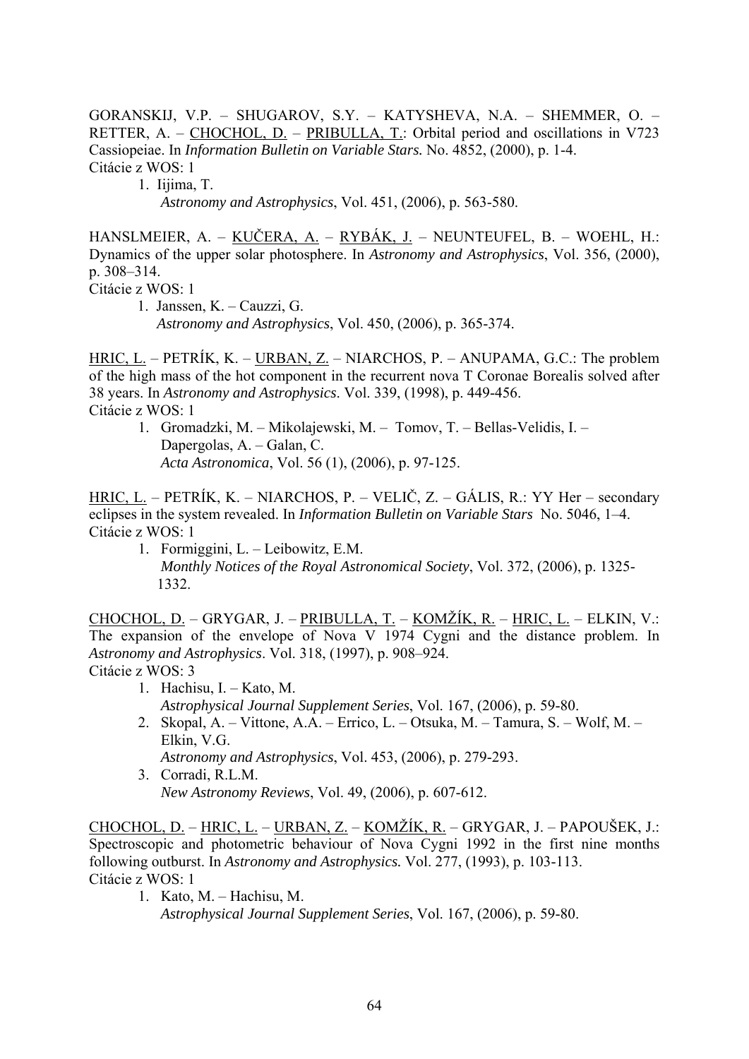GORANSKIJ, V.P. – SHUGAROV, S.Y. – KATYSHEVA, N.A. – SHEMMER, O. – RETTER, A. – CHOCHOL, D. – PRIBULLA, T.: Orbital period and oscillations in V723 Cassiopeiae. In *Information Bulletin on Variable Stars.* No. 4852, (2000), p. 1-4.
Citácie z WOS: 1

1. Iijima, T.
   *Astronomy and Astrophysics*, Vol. 451, (2006), p. 563-580.

HANSLMEIER, A. – KUČERA, A. – RYBÁK, J. – NEUNTEUFEL, B. – WOEHL, H.: Dynamics of the upper solar photosphere. In *Astronomy and Astrophysics*, Vol. 356, (2000), p. 308–314.
Citácie z WOS: 1

1. Janssen, K. – Cauzzi, G.
   *Astronomy and Astrophysics*, Vol. 450, (2006), p. 365-374.

HRIC, L. – PETRÍK, K. – URBAN, Z. – NIARCHOS, P. – ANUPAMA, G.C.: The problem of the high mass of the hot component in the recurrent nova T Coronae Borealis solved after 38 years. In *Astronomy and Astrophysics*. Vol. 339, (1998), p. 449-456.
Citácie z WOS: 1

1. Gromadzki, M. – Mikolajewski, M. – Tomov, T. – Bellas-Velidis, I. – Dapergolas, A. – Galan, C.
   *Acta Astronomica*, Vol. 56 (1), (2006), p. 97-125.

HRIC, L. – PETRÍK, K. – NIARCHOS, P. – VELIČ, Z. – GÁLIS, R.: YY Her – secondary eclipses in the system revealed. In *Information Bulletin on Variable Stars* No. 5046, 1–4.
Citácie z WOS: 1

1. Formiggini, L. – Leibowitz, E.M.
   *Monthly Notices of the Royal Astronomical Society*, Vol. 372, (2006), p. 1325-1332.

CHOCHOL, D. – GRYGAR, J. – PRIBULLA, T. – KOMŽÍK, R. – HRIC, L. – ELKIN, V.: The expansion of the envelope of Nova V 1974 Cygni and the distance problem. In *Astronomy and Astrophysics*. Vol. 318, (1997), p. 908–924.
Citácie z WOS: 3

1. Hachisu, I. – Kato, M.
   *Astrophysical Journal Supplement Series*, Vol. 167, (2006), p. 59-80.
2. Skopal, A. – Vittone, A.A. – Errico, L. – Otsuka, M. – Tamura, S. – Wolf, M. – Elkin, V.G.
   *Astronomy and Astrophysics*, Vol. 453, (2006), p. 279-293.
3. Corradi, R.L.M.
   *New Astronomy Reviews*, Vol. 49, (2006), p. 607-612.

CHOCHOL, D. – HRIC, L. – URBAN, Z. – KOMŽÍK, R. – GRYGAR, J. – PAPOUŠEK, J.: Spectroscopic and photometric behaviour of Nova Cygni 1992 in the first nine months following outburst. In *Astronomy and Astrophysics.* Vol. 277, (1993), p. 103-113.
Citácie z WOS: 1

1. Kato, M. – Hachisu, M.
   *Astrophysical Journal Supplement Series*, Vol. 167, (2006), p. 59-80.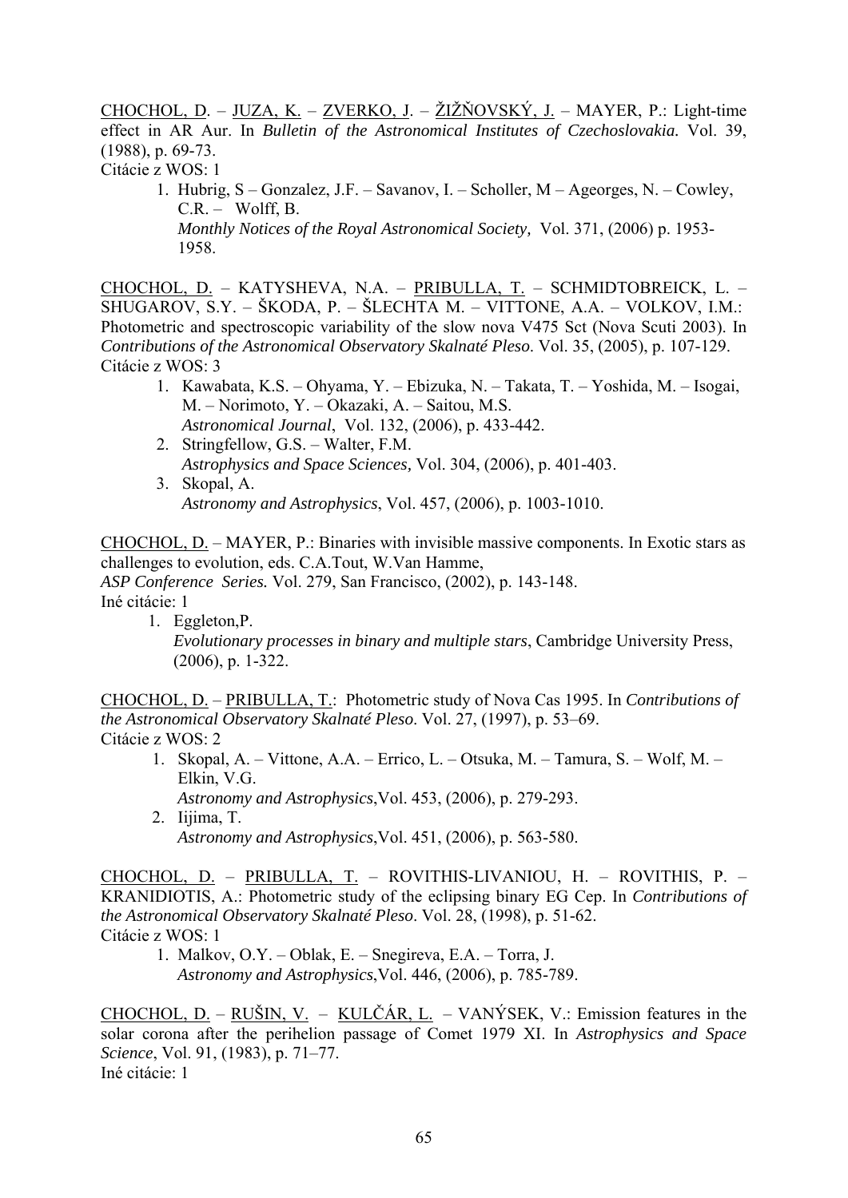<u>CHOCHOL, D</u>. – <u>JUZA, K.</u> – <u>ZVERKO, J</u>. – <u>ŽIŽŇOVSKÝ, J.</u> – MAYER, P.: Light-time effect in AR Aur. In *Bulletin of the Astronomical Institutes of Czechoslovakia.* Vol. 39, (1988), p. 69-73.
Citácie z WOS: 1

1. Hubrig, S – Gonzalez, J.F. – Savanov, I. – Scholler, M – Ageorges, N. – Cowley, C.R. – Wolff, B.
   *Monthly Notices of the Royal Astronomical Society,* Vol. 371, (2006) p. 1953-1958.

<u>CHOCHOL, D.</u> – KATYSHEVA, N.A. – <u>PRIBULLA, T.</u> – SCHMIDTOBREICK, L. – SHUGAROV, S.Y. – ŠKODA, P. – ŠLECHTA M. – VITTONE, A.A. – VOLKOV, I.M.: Photometric and spectroscopic variability of the slow nova V475 Sct (Nova Scuti 2003). In *Contributions of the Astronomical Observatory Skalnaté Pleso*. Vol. 35, (2005), p. 107-129.
Citácie z WOS: 3

1. Kawabata, K.S. – Ohyama, Y. – Ebizuka, N. – Takata, T. – Yoshida, M. – Isogai, M. – Norimoto, Y. – Okazaki, A. – Saitou, M.S.
   *Astronomical Journal*, Vol. 132, (2006), p. 433-442.
2. Stringfellow, G.S. – Walter, F.M.
   *Astrophysics and Space Sciences,* Vol. 304, (2006), p. 401-403.
3. Skopal, A.
   *Astronomy and Astrophysics*, Vol. 457, (2006), p. 1003-1010.

<u>CHOCHOL, D.</u> – MAYER, P.: Binaries with invisible massive components. In Exotic stars as challenges to evolution, eds. C.A.Tout, W.Van Hamme,
*ASP Conference Series.* Vol. 279, San Francisco, (2002), p. 143-148.
Iné citácie: 1

1. Eggleton,P.
   *Evolutionary processes in binary and multiple stars*, Cambridge University Press, (2006), p. 1-322.

<u>CHOCHOL, D.</u> – <u>PRIBULLA, T.</u>: Photometric study of Nova Cas 1995. In *Contributions of the Astronomical Observatory Skalnaté Pleso*. Vol. 27, (1997), p. 53–69.
Citácie z WOS: 2

1. Skopal, A. – Vittone, A.A. – Errico, L. – Otsuka, M. – Tamura, S. – Wolf, M. – Elkin, V.G.
   *Astronomy and Astrophysics*,Vol. 453, (2006), p. 279-293.
2. Iijima, T.
   *Astronomy and Astrophysics*,Vol. 451, (2006), p. 563-580.

<u>CHOCHOL, D.</u> – <u>PRIBULLA, T.</u> – ROVITHIS-LIVANIOU, H. – ROVITHIS, P. – KRANIDIOTIS, A.: Photometric study of the eclipsing binary EG Cep. In *Contributions of the Astronomical Observatory Skalnaté Pleso*. Vol. 28, (1998), p. 51-62.
Citácie z WOS: 1

1. Malkov, O.Y. – Oblak, E. – Snegireva, E.A. – Torra, J.
   *Astronomy and Astrophysics*,Vol. 446, (2006), p. 785-789.

<u>CHOCHOL, D.</u> – <u>RUŠIN, V.</u> – <u>KULČÁR, L.</u> – VANÝSEK, V.: Emission features in the solar corona after the perihelion passage of Comet 1979 XI. In *Astrophysics and Space Science*, Vol. 91, (1983), p. 71–77.
Iné citácie: 1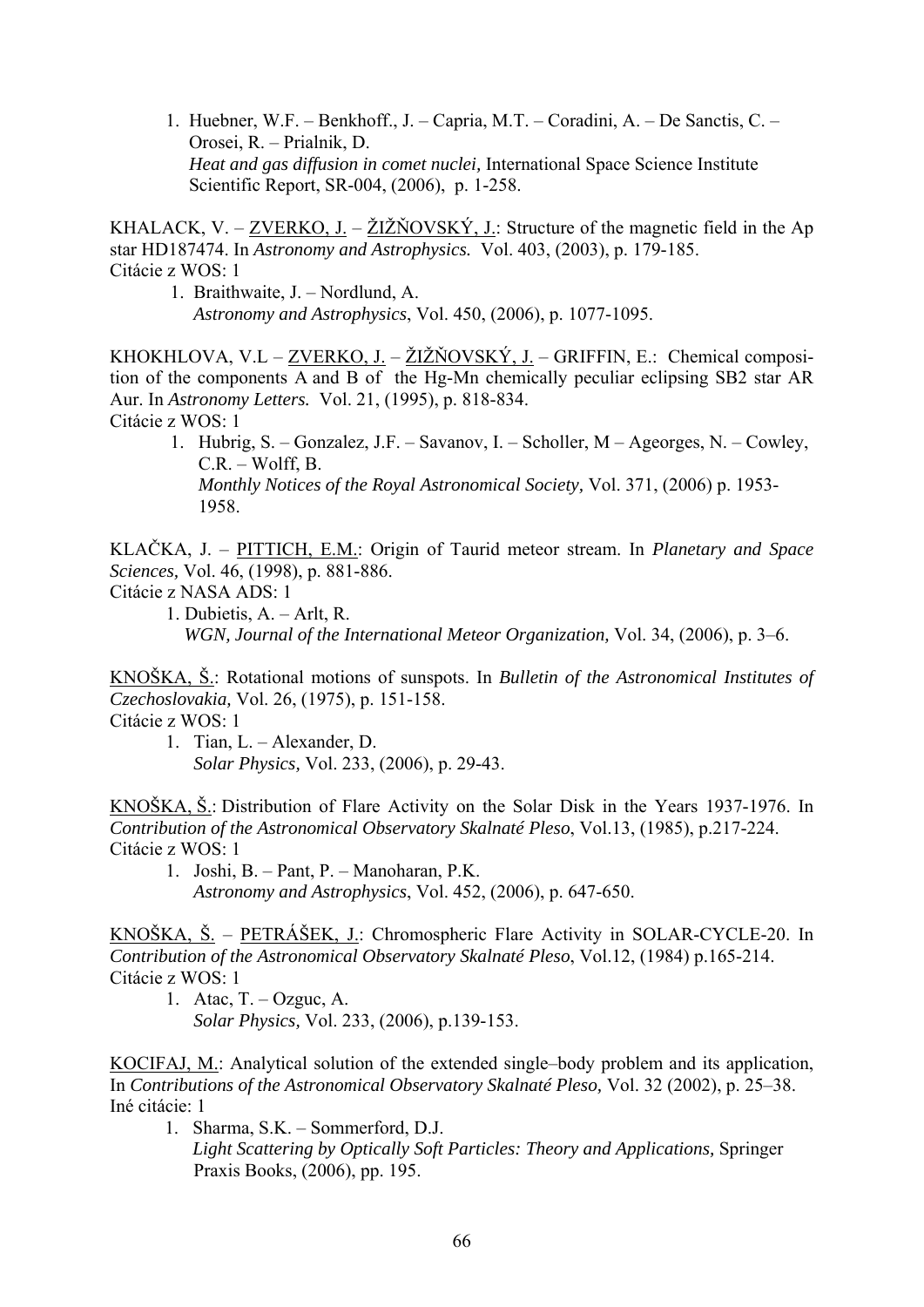1. Huebner, W.F. – Benkhoff., J. – Capria, M.T. – Coradini, A. – De Sanctis, C. – Orosei, R. – Prialnik, D.
   *Heat and gas diffusion in comet nuclei,* International Space Science Institute Scientific Report, SR-004, (2006), p. 1-258.

KHALACK, V. – <u>ZVERKO, J.</u> – <u>ŽIŽŇOVSKÝ, J.</u>: Structure of the magnetic field in the Ap star HD187474. In *Astronomy and Astrophysics.* Vol. 403, (2003), p. 179-185.
Citácie z WOS: 1

1. Braithwaite, J. – Nordlund, A.
   *Astronomy and Astrophysics*, Vol. 450, (2006), p. 1077-1095.

KHOKHLOVA, V.L – <u>ZVERKO, J.</u> – <u>ŽIŽŇOVSKÝ, J.</u> – GRIFFIN, E.: Chemical composition of the components A and B of the Hg-Mn chemically peculiar eclipsing SB2 star AR Aur. In *Astronomy Letters.* Vol. 21, (1995), p. 818-834.
Citácie z WOS: 1

1. Hubrig, S. – Gonzalez, J.F. – Savanov, I. – Scholler, M – Ageorges, N. – Cowley, C.R. – Wolff, B.
   *Monthly Notices of the Royal Astronomical Society,* Vol. 371, (2006) p. 1953-1958.

KLAČKA, J. – <u>PITTICH, E.M.</u>: Origin of Taurid meteor stream. In *Planetary and Space Sciences,* Vol. 46, (1998), p. 881-886.
Citácie z NASA ADS: 1

1. Dubietis, A. – Arlt, R.
   *WGN, Journal of the International Meteor Organization,* Vol. 34, (2006), p. 3–6.

<u>KNOŠKA, Š.</u>: Rotational motions of sunspots. In *Bulletin of the Astronomical Institutes of Czechoslovakia,* Vol. 26, (1975), p. 151-158.
Citácie z WOS: 1

1. Tian, L. – Alexander, D.
   *Solar Physics,* Vol. 233, (2006), p. 29-43.

<u>KNOŠKA, Š.</u>: Distribution of Flare Activity on the Solar Disk in the Years 1937-1976. In *Contribution of the Astronomical Observatory Skalnaté Pleso*, Vol.13, (1985), p.217-224.
Citácie z WOS: 1

1. Joshi, B. – Pant, P. – Manoharan, P.K.
   *Astronomy and Astrophysics*, Vol. 452, (2006), p. 647-650.

<u>KNOŠKA, Š.</u> – <u>PETRÁŠEK, J.</u>: Chromospheric Flare Activity in SOLAR-CYCLE-20. In *Contribution of the Astronomical Observatory Skalnaté Pleso*, Vol.12, (1984) p.165-214.
Citácie z WOS: 1

1. Atac, T. – Ozguc, A.
   *Solar Physics,* Vol. 233, (2006), p.139-153.

<u>KOCIFAJ, M.</u>: Analytical solution of the extended single–body problem and its application, In *Contributions of the Astronomical Observatory Skalnaté Pleso,* Vol. 32 (2002), p. 25–38.
Iné citácie: 1

1. Sharma, S.K. – Sommerford, D.J.
   *Light Scattering by Optically Soft Particles: Theory and Applications,* Springer Praxis Books, (2006), pp. 195.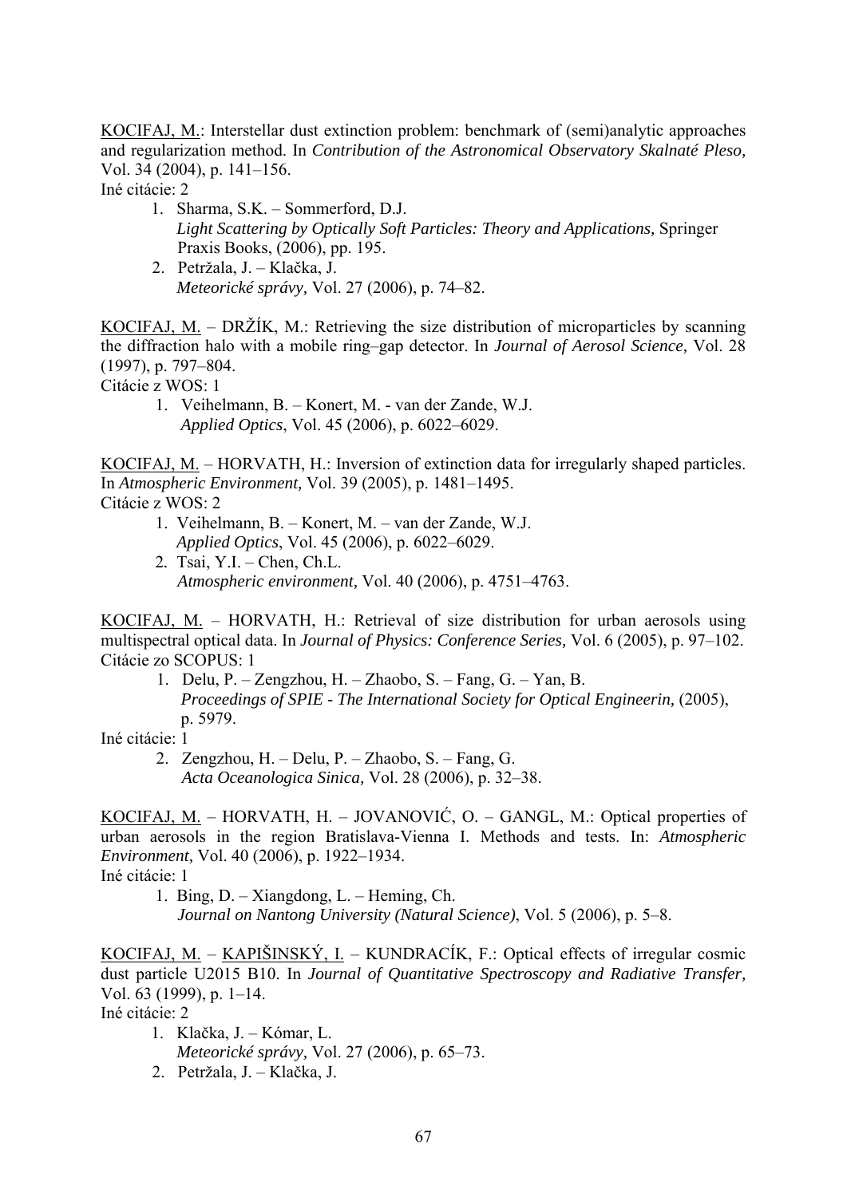<u>KOCIFAJ, M.</u>: Interstellar dust extinction problem: benchmark of (semi)analytic approaches and regularization method. In *Contribution of the Astronomical Observatory Skalnaté Pleso,* Vol. 34 (2004), p. 141–156.
Iné citácie: 2

1. Sharma, S.K. – Sommerford, D.J.
   *Light Scattering by Optically Soft Particles: Theory and Applications,* Springer Praxis Books, (2006), pp. 195.
2. Petržala, J. – Klačka, J.
   *Meteorické správy,* Vol. 27 (2006), p. 74–82.

<u>KOCIFAJ, M.</u> – DRŽÍK, M.: Retrieving the size distribution of microparticles by scanning the diffraction halo with a mobile ring–gap detector. In *Journal of Aerosol Science,* Vol. 28 (1997), p. 797–804.
Citácie z WOS: 1

1. Veihelmann, B. – Konert, M. - van der Zande, W.J.
   *Applied Optics*, Vol. 45 (2006), p. 6022–6029.

<u>KOCIFAJ, M.</u> – HORVATH, H.: Inversion of extinction data for irregularly shaped particles. In *Atmospheric Environment,* Vol. 39 (2005), p. 1481–1495.
Citácie z WOS: 2

1. Veihelmann, B. – Konert, M. – van der Zande, W.J.
   *Applied Optics*, Vol. 45 (2006), p. 6022–6029.
2. Tsai, Y.I. – Chen, Ch.L.
   *Atmospheric environment,* Vol. 40 (2006), p. 4751–4763.

<u>KOCIFAJ, M.</u> – HORVATH, H.: Retrieval of size distribution for urban aerosols using multispectral optical data. In *Journal of Physics: Conference Series,* Vol. 6 (2005), p. 97–102.
Citácie zo SCOPUS: 1

1. Delu, P. – Zengzhou, H. – Zhaobo, S. – Fang, G. – Yan, B.
   *Proceedings of SPIE - The International Society for Optical Engineerin,* (2005), p. 5979.

Iné citácie: 1

2. Zengzhou, H. – Delu, P. – Zhaobo, S. – Fang, G.
   *Acta Oceanologica Sinica,* Vol. 28 (2006), p. 32–38.

<u>KOCIFAJ, M.</u> – HORVATH, H. – JOVANOVIĆ, O. – GANGL, M.: Optical properties of urban aerosols in the region Bratislava-Vienna I. Methods and tests. In: *Atmospheric Environment,* Vol. 40 (2006), p. 1922–1934.
Iné citácie: 1

1. Bing, D. – Xiangdong, L. – Heming, Ch.
   *Journal on Nantong University (Natural Science)*, Vol. 5 (2006), p. 5–8.

<u>KOCIFAJ, M.</u> – <u>KAPIŠINSKÝ, I.</u> – KUNDRACÍK, F.: Optical effects of irregular cosmic dust particle U2015 B10. In *Journal of Quantitative Spectroscopy and Radiative Transfer,* Vol. 63 (1999), p. 1–14.
Iné citácie: 2

1. Klačka, J. – Kómar, L.
   *Meteorické správy,* Vol. 27 (2006), p. 65–73.
2. Petržala, J. – Klačka, J.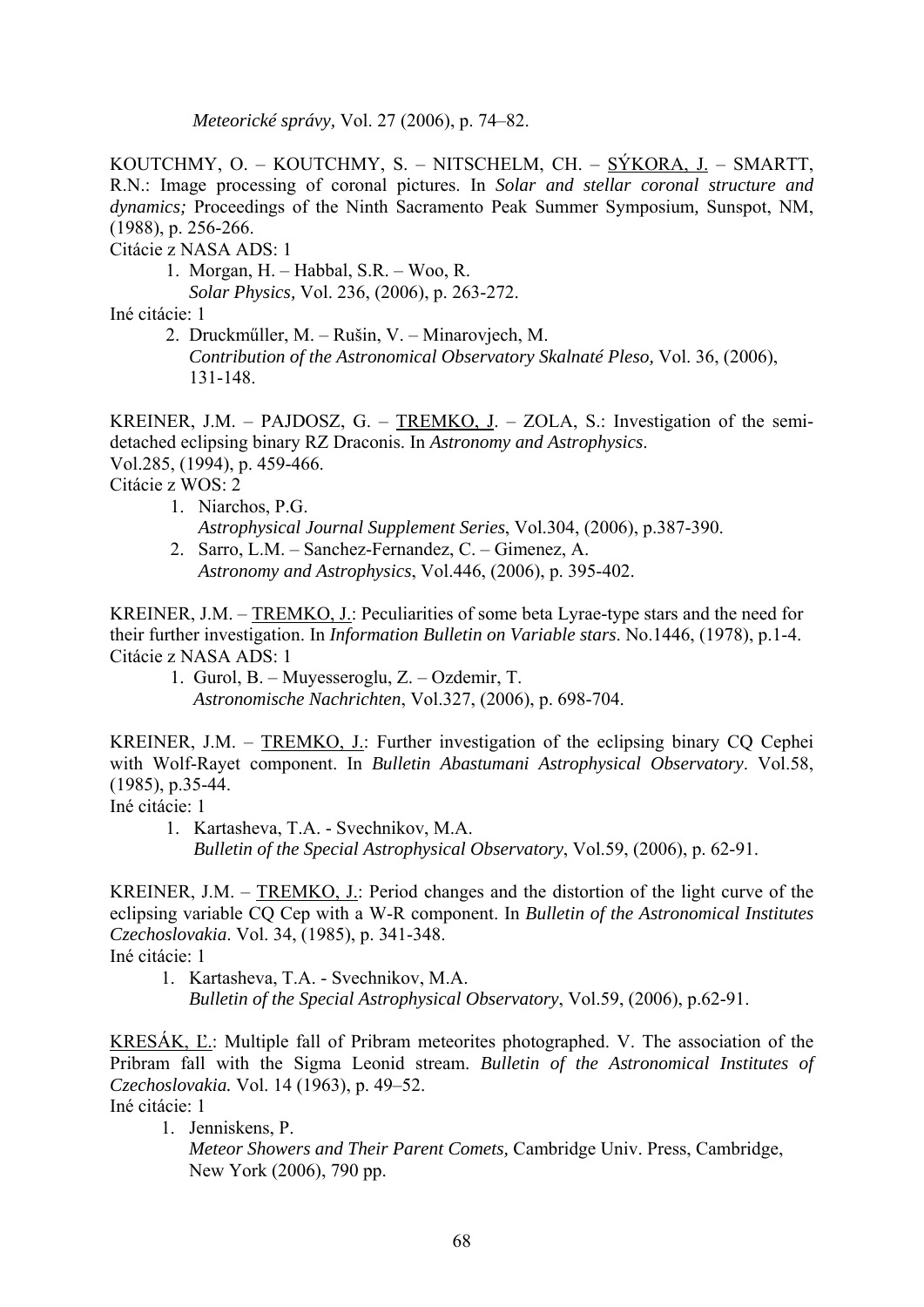*Meteorické správy,* Vol. 27 (2006), p. 74–82.

KOUTCHMY, O. – KOUTCHMY, S. – NITSCHELM, CH. – SÝKORA, J. – SMARTT, R.N.: Image processing of coronal pictures. In *Solar and stellar coronal structure and dynamics;* Proceedings of the Ninth Sacramento Peak Summer Symposium, Sunspot, NM, (1988), p. 256-266.

Citácie z NASA ADS: 1

1. Morgan, H. – Habbal, S.R. – Woo, R.
   *Solar Physics,* Vol. 236, (2006), p. 263-272.

Iné citácie: 1

2. Druckműller, M. – Rušin, V. – Minarovjech, M.
   *Contribution of the Astronomical Observatory Skalnaté Pleso,* Vol. 36, (2006), 131-148.

KREINER, J.M. – PAJDOSZ, G. – TREMKO, J. – ZOLA, S.: Investigation of the semi-detached eclipsing binary RZ Draconis. In *Astronomy and Astrophysics*. Vol.285, (1994), p. 459-466.

Citácie z WOS: 2

1. Niarchos, P.G.
   *Astrophysical Journal Supplement Series*, Vol.304, (2006), p.387-390.
2. Sarro, L.M. – Sanchez-Fernandez, C. – Gimenez, A.
   *Astronomy and Astrophysics*, Vol.446, (2006), p. 395-402.

KREINER, J.M. – TREMKO, J.: Peculiarities of some beta Lyrae-type stars and the need for their further investigation. In *Information Bulletin on Variable stars*. No.1446, (1978), p.1-4.

Citácie z NASA ADS: 1

1. Gurol, B. – Muyesseroglu, Z. – Ozdemir, T.
   *Astronomische Nachrichten*, Vol.327, (2006), p. 698-704.

KREINER, J.M. – TREMKO, J.: Further investigation of the eclipsing binary CQ Cephei with Wolf-Rayet component. In *Bulletin Abastumani Astrophysical Observatory*. Vol.58, (1985), p.35-44.

Iné citácie: 1

1. Kartasheva, T.A. - Svechnikov, M.A.
   *Bulletin of the Special Astrophysical Observatory*, Vol.59, (2006), p. 62-91.

KREINER, J.M. – TREMKO, J.: Period changes and the distortion of the light curve of the eclipsing variable CQ Cep with a W-R component. In *Bulletin of the Astronomical Institutes Czechoslovakia*. Vol. 34, (1985), p. 341-348.

Iné citácie: 1

1. Kartasheva, T.A. - Svechnikov, M.A.
   *Bulletin of the Special Astrophysical Observatory*, Vol.59, (2006), p.62-91.

KRESÁK, Ľ.: Multiple fall of Pribram meteorites photographed. V. The association of the Pribram fall with the Sigma Leonid stream. *Bulletin of the Astronomical Institutes of Czechoslovakia.* Vol. 14 (1963), p. 49–52.

Iné citácie: 1

1. Jenniskens, P.
   *Meteor Showers and Their Parent Comets,* Cambridge Univ. Press, Cambridge, New York (2006), 790 pp.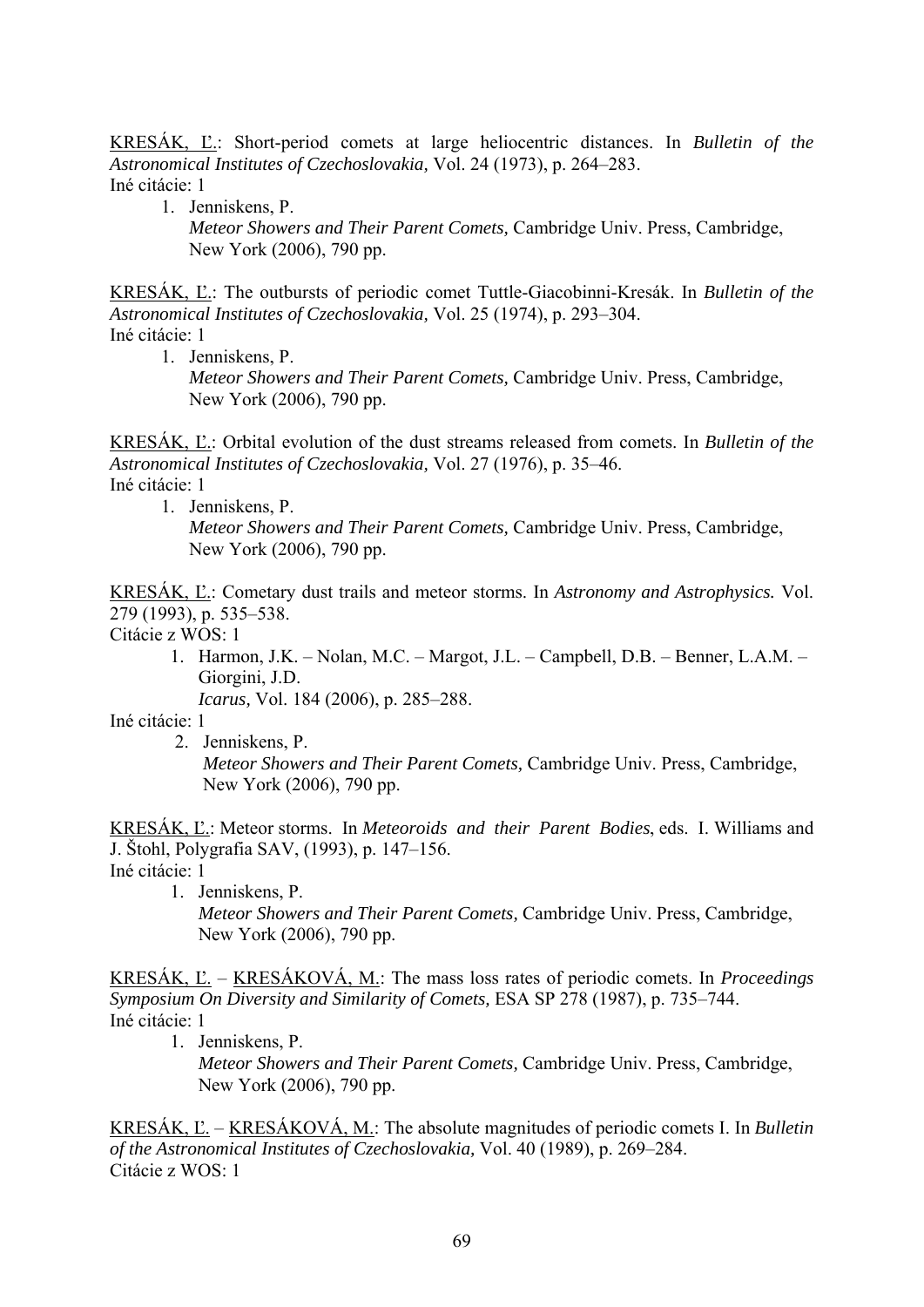KRESÁK, Ľ.: Short-period comets at large heliocentric distances. In *Bulletin of the Astronomical Institutes of Czechoslovakia,* Vol. 24 (1973), p. 264–283.
Iné citácie: 1

1. Jenniskens, P.
   *Meteor Showers and Their Parent Comets,* Cambridge Univ. Press, Cambridge, New York (2006), 790 pp.

KRESÁK, Ľ.: The outbursts of periodic comet Tuttle-Giacobinni-Kresák. In *Bulletin of the Astronomical Institutes of Czechoslovakia,* Vol. 25 (1974), p. 293–304.
Iné citácie: 1

1. Jenniskens, P.
   *Meteor Showers and Their Parent Comets,* Cambridge Univ. Press, Cambridge, New York (2006), 790 pp.

KRESÁK, Ľ.: Orbital evolution of the dust streams released from comets. In *Bulletin of the Astronomical Institutes of Czechoslovakia,* Vol. 27 (1976), p. 35–46.
Iné citácie: 1

1. Jenniskens, P.
   *Meteor Showers and Their Parent Comets,* Cambridge Univ. Press, Cambridge, New York (2006), 790 pp.

KRESÁK, Ľ.: Cometary dust trails and meteor storms. In ***Astronomy and Astrophysics.*** Vol. 279 (1993), p. 535–538.
Citácie z WOS: 1

1. Harmon, J.K. – Nolan, M.C. – Margot, J.L. – Campbell, D.B. – Benner, L.A.M. – Giorgini, J.D.
   *Icarus,* Vol. 184 (2006), p. 285–288.

Iné citácie: 1

2. Jenniskens, P.
   *Meteor Showers and Their Parent Comets,* Cambridge Univ. Press, Cambridge, New York (2006), 790 pp.

KRESÁK, Ľ.: Meteor storms. In *Meteoroids and their Parent Bodies*, eds. I. Williams and J. Štohl, Polygrafia SAV, (1993), p. 147–156.
Iné citácie: 1

1. Jenniskens, P.
   *Meteor Showers and Their Parent Comets,* Cambridge Univ. Press, Cambridge, New York (2006), 790 pp.

KRESÁK, Ľ. – KRESÁKOVÁ, M.: The mass loss rates of periodic comets. In *Proceedings Symposium On Diversity and Similarity of Comets,* ESA SP 278 (1987), p. 735–744.
Iné citácie: 1

1. Jenniskens, P.
   *Meteor Showers and Their Parent Comets,* Cambridge Univ. Press, Cambridge, New York (2006), 790 pp.

KRESÁK, Ľ. – KRESÁKOVÁ, M.: The absolute magnitudes of periodic comets I. In *Bulletin of the Astronomical Institutes of Czechoslovakia,* Vol. 40 (1989), p. 269–284.
Citácie z WOS: 1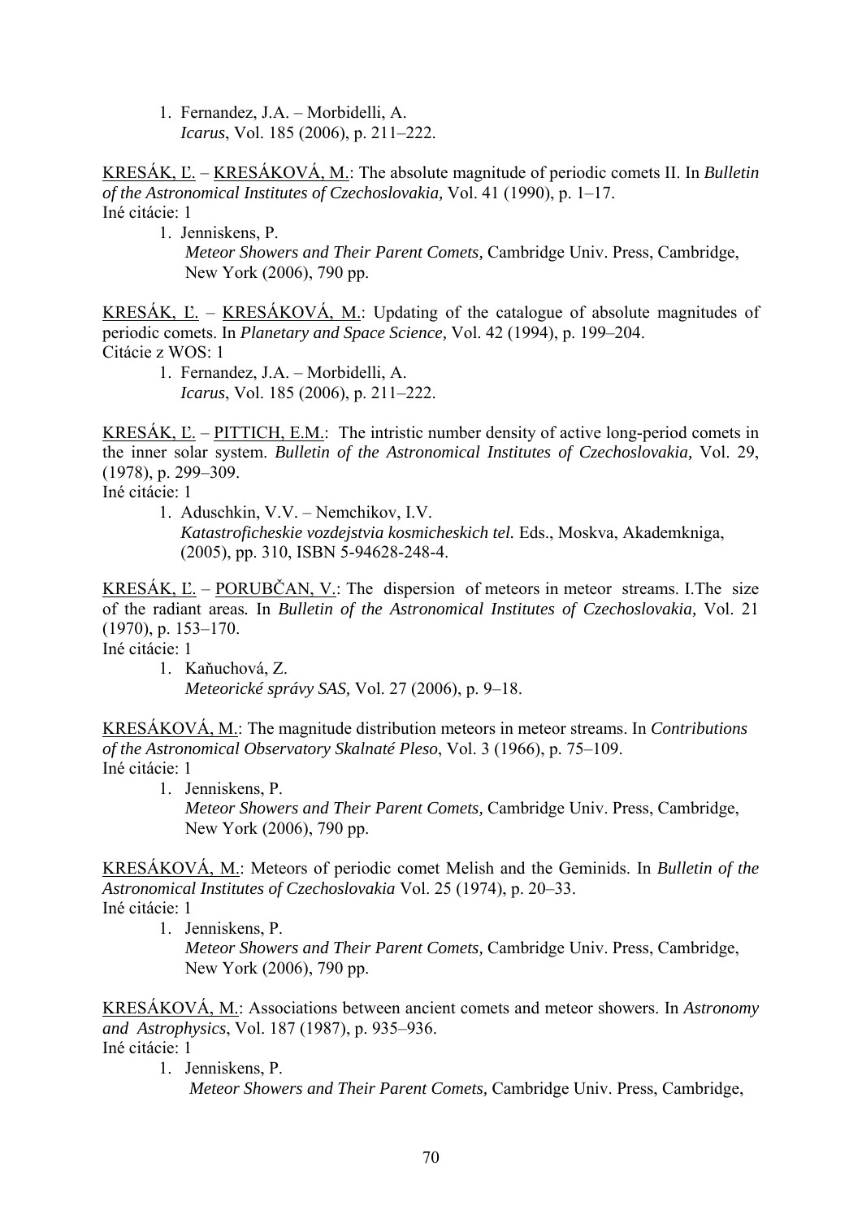1. Fernandez, J.A. – Morbidelli, A.  
   *Icarus*, Vol. 185 (2006), p. 211–222.

<u>KRESÁK, Ľ.</u> – <u>KRESÁKOVÁ, M.</u>: The absolute magnitude of periodic comets II. In *Bulletin of the Astronomical Institutes of Czechoslovakia,* Vol. 41 (1990), p. 1–17.  
Iné citácie: 1

1. Jenniskens, P.  
   *Meteor Showers and Their Parent Comets,* Cambridge Univ. Press, Cambridge, New York (2006), 790 pp.

<u>KRESÁK, Ľ.</u> – <u>KRESÁKOVÁ, M.</u>: Updating of the catalogue of absolute magnitudes of periodic comets. In *Planetary and Space Science,* Vol. 42 (1994), p. 199–204.  
Citácie z WOS: 1

1. Fernandez, J.A. – Morbidelli, A.  
   *Icarus*, Vol. 185 (2006), p. 211–222.

<u>KRESÁK, Ľ.</u> – <u>PITTICH, E.M.</u>: The intristic number density of active long-period comets in the inner solar system. *Bulletin of the Astronomical Institutes of Czechoslovakia,* Vol. 29, (1978), p. 299–309.  
Iné citácie: 1

1. Aduschkin, V.V. – Nemchikov, I.V.  
   *Katastroficheskie vozdejstvia kosmicheskich tel.* Eds., Moskva, Akademkniga, (2005), pp. 310, ISBN 5-94628-248-4.

<u>KRESÁK, Ľ.</u> – <u>PORUBČAN, V.</u>: The dispersion of meteors in meteor streams. I.The size of the radiant areas*.* In *Bulletin of the Astronomical Institutes of Czechoslovakia,* Vol. 21 (1970), p. 153–170.  
Iné citácie: 1

1. Kaňuchová, Z.  
   *Meteorické správy SAS,* Vol. 27 (2006), p. 9–18.

<u>KRESÁKOVÁ, M.</u>: The magnitude distribution meteors in meteor streams. In *Contributions of the Astronomical Observatory Skalnaté Pleso*, Vol. 3 (1966), p. 75–109.  
Iné citácie: 1

1. Jenniskens, P.  
   *Meteor Showers and Their Parent Comets,* Cambridge Univ. Press, Cambridge, New York (2006), 790 pp.

<u>KRESÁKOVÁ, M.</u>: Meteors of periodic comet Melish and the Geminids. In *Bulletin of the Astronomical Institutes of Czechoslovakia* Vol. 25 (1974), p. 20–33.  
Iné citácie: 1

1. Jenniskens, P.  
   *Meteor Showers and Their Parent Comets,* Cambridge Univ. Press, Cambridge, New York (2006), 790 pp.

<u>KRESÁKOVÁ, M.</u>: Associations between ancient comets and meteor showers. In *Astronomy and Astrophysics*, Vol. 187 (1987), p. 935–936.  
Iné citácie: 1

1. Jenniskens, P.  
   *Meteor Showers and Their Parent Comets,* Cambridge Univ. Press, Cambridge,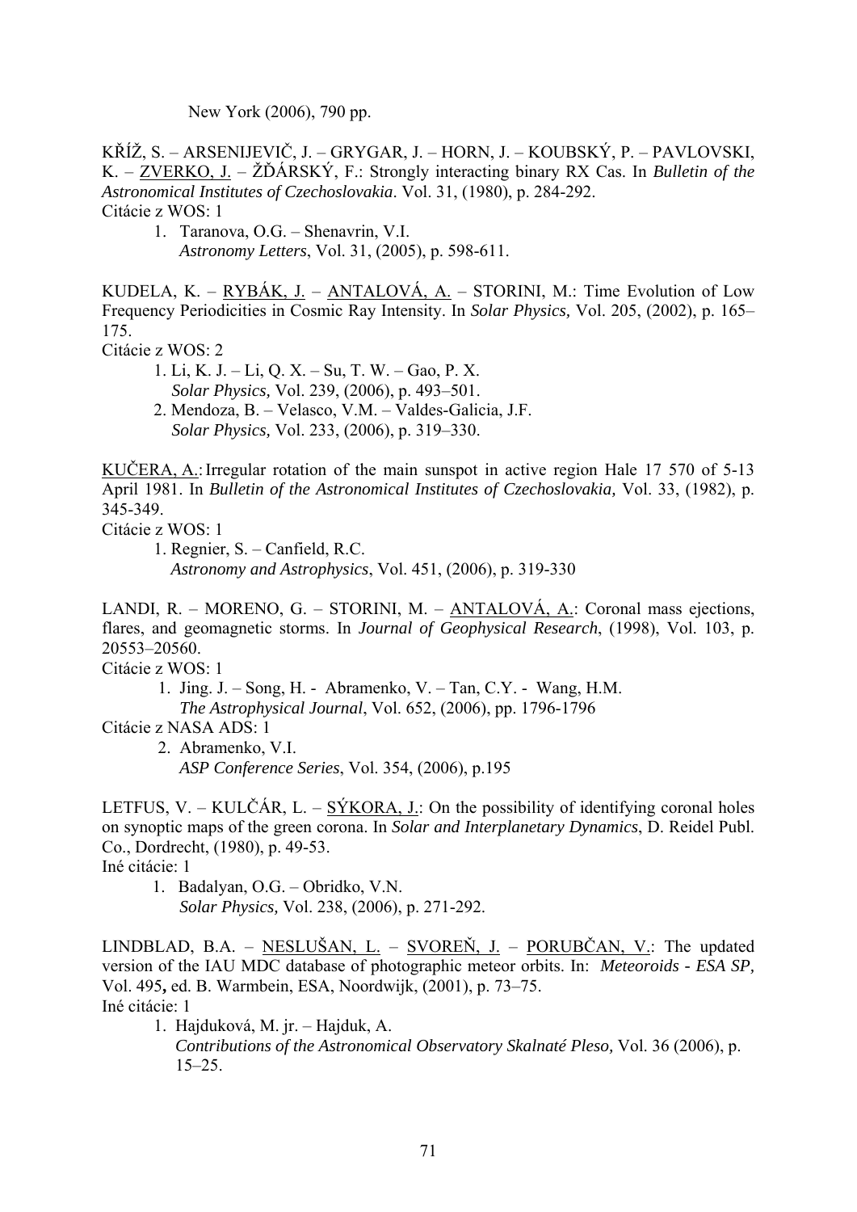New York (2006), 790 pp.

KŘÍŽ, S. – ARSENIJEVIČ, J. – GRYGAR, J. – HORN, J. – KOUBSKÝ, P. – PAVLOVSKI, K. – ZVERKO, J. – ŽĎÁRSKÝ, F.: Strongly interacting binary RX Cas. In *Bulletin of the Astronomical Institutes of Czechoslovakia*. Vol. 31, (1980), p. 284-292.
Citácie z WOS: 1

1. Taranova, O.G. – Shenavrin, V.I.
   *Astronomy Letters*, Vol. 31, (2005), p. 598-611.

KUDELA, K. – RYBÁK, J. – ANTALOVÁ, A. – STORINI, M.: Time Evolution of Low Frequency Periodicities in Cosmic Ray Intensity. In *Solar Physics,* Vol. 205, (2002), p. 165–175.
Citácie z WOS: 2

1. Li, K. J. – Li, Q. X. – Su, T. W. – Gao, P. X.
   *Solar Physics,* Vol. 239, (2006), p. 493–501.
2. Mendoza, B. – Velasco, V.M. – Valdes-Galicia, J.F.
   *Solar Physics,* Vol. 233, (2006), p. 319–330.

KUČERA, A.: Irregular rotation of the main sunspot in active region Hale 17 570 of 5-13 April 1981. In *Bulletin of the Astronomical Institutes of Czechoslovakia,* Vol. 33, (1982), p. 345-349.
Citácie z WOS: 1

1. Regnier, S. – Canfield, R.C.
   *Astronomy and Astrophysics*, Vol. 451, (2006), p. 319-330

LANDI, R. – MORENO, G. – STORINI, M. – ANTALOVÁ, A.: Coronal mass ejections, flares, and geomagnetic storms. In *Journal of Geophysical Research*, (1998), Vol. 103, p. 20553–20560.
Citácie z WOS: 1

1. Jing. J. – Song, H. - Abramenko, V. – Tan, C.Y. - Wang, H.M.
   *The Astrophysical Journal*, Vol. 652, (2006), pp. 1796-1796

Citácie z NASA ADS: 1

2. Abramenko, V.I.
   *ASP Conference Series*, Vol. 354, (2006), p.195

LETFUS, V. – KULČÁR, L. – SÝKORA, J.: On the possibility of identifying coronal holes on synoptic maps of the green corona. In *Solar and Interplanetary Dynamics*, D. Reidel Publ. Co., Dordrecht, (1980), p. 49-53.
Iné citácie: 1

1. Badalyan, O.G. – Obridko, V.N.
   *Solar Physics,* Vol. 238, (2006), p. 271-292.

LINDBLAD, B.A. – NESLUŠAN, L. – SVOREŇ, J. – PORUBČAN, V.: The updated version of the IAU MDC database of photographic meteor orbits. In: *Meteoroids - ESA SP,* Vol. 495**,** ed. B. Warmbein, ESA, Noordwijk, (2001), p. 73–75.
Iné citácie: 1

1. Hajduková, M. jr. – Hajduk, A.
   *Contributions of the Astronomical Observatory Skalnaté Pleso,* Vol. 36 (2006), p. 15–25.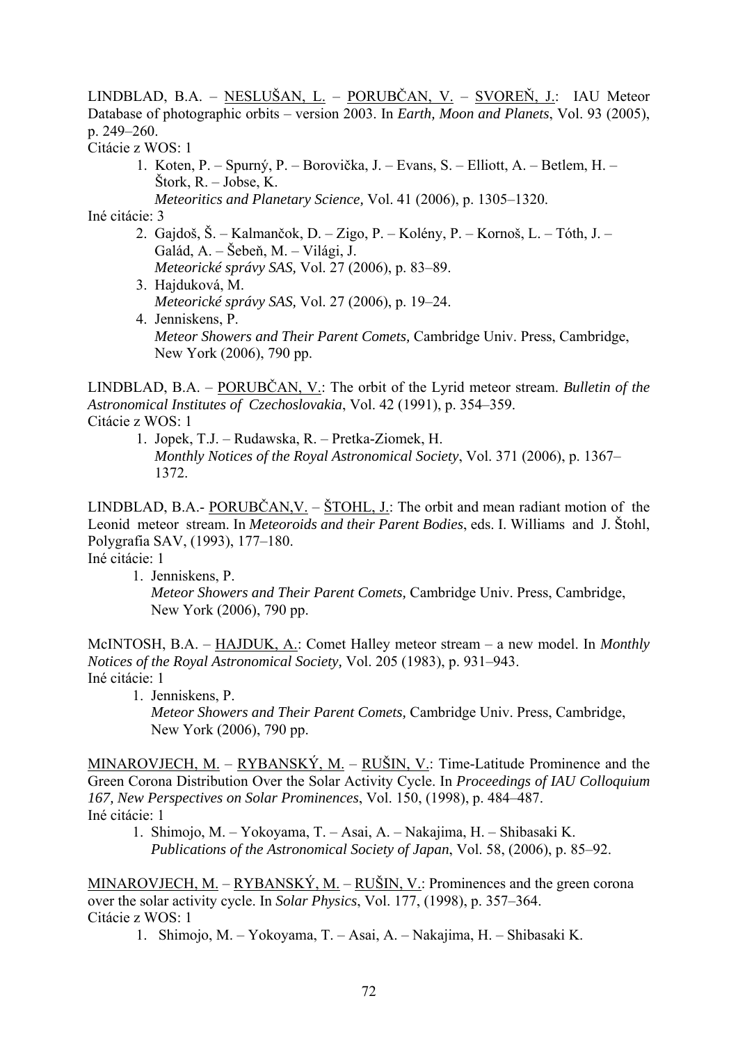LINDBLAD, B.A. – <u>NESLUŠAN, L.</u> – <u>PORUBČAN, V.</u> – <u>SVOREŇ, J.</u>: IAU Meteor Database of photographic orbits – version 2003. In *Earth, Moon and Planets*, Vol. 93 (2005), p. 249–260.

Citácie z WOS: 1

1. Koten, P. – Spurný, P. – Borovička, J. – Evans, S. – Elliott, A. – Betlem, H. – Štork, R. – Jobse, K.
   *Meteoritics and Planetary Science,* Vol. 41 (2006), p. 1305–1320.

Iné citácie: 3

2. Gajdoš, Š. – Kalmančok, D. – Zigo, P. – Kolény, P. – Kornoš, L. – Tóth, J. – Galád, A. – Šebeň, M. – Világi, J.
   *Meteorické správy SAS,* Vol. 27 (2006), p. 83–89.
3. Hajduková, M.
   *Meteorické správy SAS,* Vol. 27 (2006), p. 19–24.
4. Jenniskens, P.
   *Meteor Showers and Their Parent Comets,* Cambridge Univ. Press, Cambridge, New York (2006), 790 pp.

LINDBLAD, B.A. – <u>PORUBČAN, V.</u>: The orbit of the Lyrid meteor stream. *Bulletin of the Astronomical Institutes of Czechoslovakia*, Vol. 42 (1991), p. 354–359.

Citácie z WOS: 1

1. Jopek, T.J. – Rudawska, R. – Pretka-Ziomek, H.
   *Monthly Notices of the Royal Astronomical Society*, Vol. 371 (2006), p. 1367–1372.

LINDBLAD, B.A.- <u>PORUBČAN,V.</u> – <u>ŠTOHL, J.</u>: The orbit and mean radiant motion of the Leonid meteor stream. In *Meteoroids and their Parent Bodies*, eds. I. Williams and J. Štohl, Polygrafia SAV, (1993), 177–180.

Iné citácie: 1

1. Jenniskens, P.
   *Meteor Showers and Their Parent Comets,* Cambridge Univ. Press, Cambridge, New York (2006), 790 pp.

McINTOSH, B.A. – <u>HAJDUK, A.</u>: Comet Halley meteor stream – a new model. In *Monthly Notices of the Royal Astronomical Society,* Vol. 205 (1983), p. 931–943.

Iné citácie: 1

1. Jenniskens, P.
   *Meteor Showers and Their Parent Comets,* Cambridge Univ. Press, Cambridge, New York (2006), 790 pp.

<u>MINAROVJECH, M.</u> – <u>RYBANSKÝ, M.</u> – <u>RUŠIN, V.</u>: Time-Latitude Prominence and the Green Corona Distribution Over the Solar Activity Cycle. In *Proceedings of IAU Colloquium 167, New Perspectives on Solar Prominences*, Vol. 150, (1998), p. 484–487.

Iné citácie: 1

1. Shimojo, M. – Yokoyama, T. – Asai, A. – Nakajima, H. – Shibasaki K.
   *Publications of the Astronomical Society of Japan*, Vol. 58, (2006), p. 85–92.

<u>MINAROVJECH, M.</u> – <u>RYBANSKÝ, M.</u> – <u>RUŠIN, V.</u>: Prominences and the green corona over the solar activity cycle. In *Solar Physics*, Vol. 177, (1998), p. 357–364.

Citácie z WOS: 1

1. Shimojo, M. – Yokoyama, T. – Asai, A. – Nakajima, H. – Shibasaki K.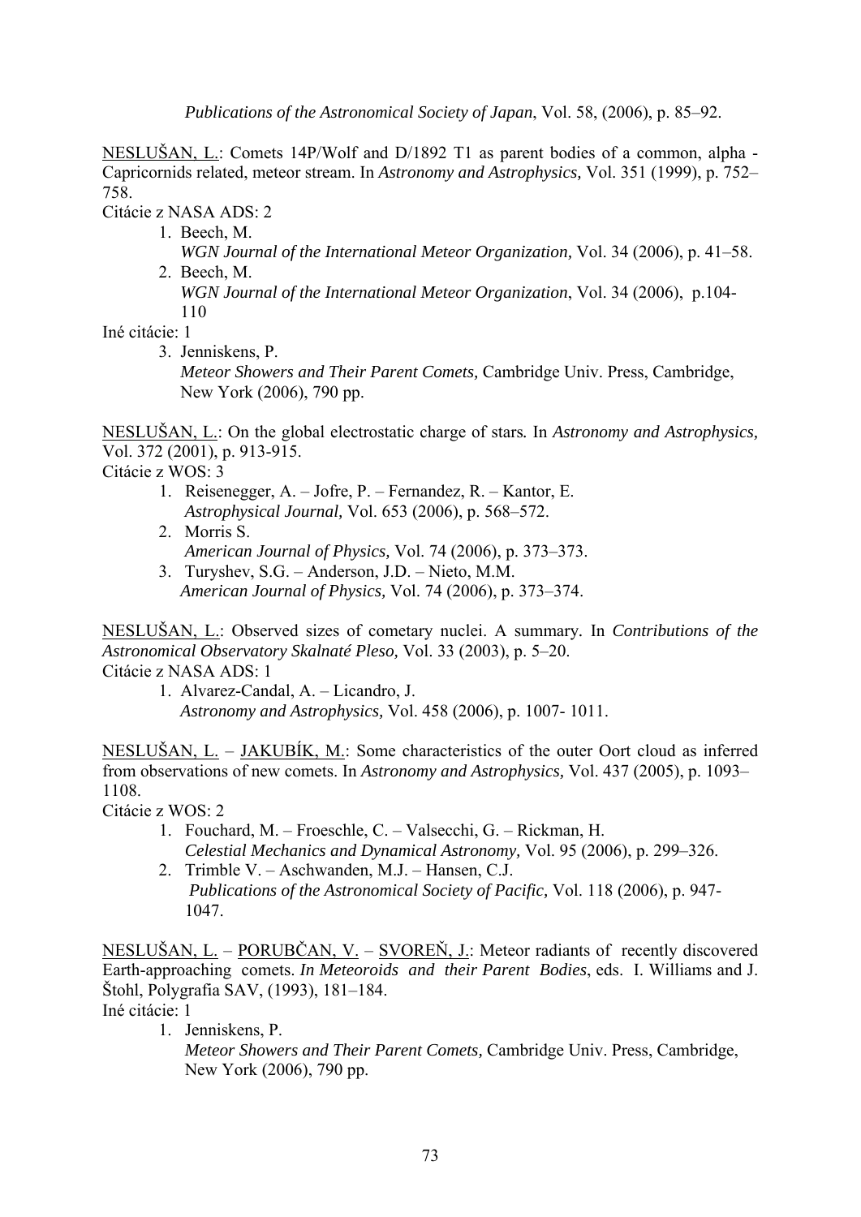*Publications of the Astronomical Society of Japan*, Vol. 58, (2006), p. 85–92.

NESLUŠAN, L.: Comets 14P/Wolf and D/1892 T1 as parent bodies of a common, alpha - Capricornids related, meteor stream. In *Astronomy and Astrophysics,* Vol. 351 (1999), p. 752–758.

Citácie z NASA ADS: 2

1. Beech, M.
   *WGN Journal of the International Meteor Organization,* Vol. 34 (2006), p. 41–58.
2. Beech, M.
   *WGN Journal of the International Meteor Organization*, Vol. 34 (2006), p.104-110

Iné citácie: 1

3. Jenniskens, P.
   *Meteor Showers and Their Parent Comets,* Cambridge Univ. Press, Cambridge, New York (2006), 790 pp.

NESLUŠAN, L.: On the global electrostatic charge of stars*.* In *Astronomy and Astrophysics,* Vol. 372 (2001), p. 913-915.

Citácie z WOS: 3

1. Reisenegger, A. – Jofre, P. – Fernandez, R. – Kantor, E.
   *Astrophysical Journal,* Vol. 653 (2006), p. 568–572.
2. Morris S.
   *American Journal of Physics,* Vol. 74 (2006), p. 373–373.
3. Turyshev, S.G. – Anderson, J.D. – Nieto, M.M.
   *American Journal of Physics,* Vol. 74 (2006), p. 373–374.

NESLUŠAN, L.: Observed sizes of cometary nuclei. A summary*.* In *Contributions of the Astronomical Observatory Skalnaté Pleso,* Vol. 33 (2003), p. 5–20.

Citácie z NASA ADS: 1

1. Alvarez-Candal, A. – Licandro, J.
   *Astronomy and Astrophysics,* Vol. 458 (2006), p. 1007- 1011.

NESLUŠAN, L. – JAKUBÍK, M.: Some characteristics of the outer Oort cloud as inferred from observations of new comets. In *Astronomy and Astrophysics,* Vol. 437 (2005), p. 1093–1108.

Citácie z WOS: 2

1. Fouchard, M. – Froeschle, C. – Valsecchi, G. – Rickman, H.
   *Celestial Mechanics and Dynamical Astronomy,* Vol. 95 (2006), p. 299–326.
2. Trimble V. – Aschwanden, M.J. – Hansen, C.J.
   *Publications of the Astronomical Society of Pacific,* Vol. 118 (2006), p. 947-1047.

NESLUŠAN, L. – PORUBČAN, V. – SVOREŇ, J.: Meteor radiants of recently discovered Earth-approaching comets. *In Meteoroids and their Parent Bodies*, eds. I. Williams and J. Štohl, Polygrafia SAV, (1993), 181–184.

Iné citácie: 1

1. Jenniskens, P.
   *Meteor Showers and Their Parent Comets,* Cambridge Univ. Press, Cambridge, New York (2006), 790 pp.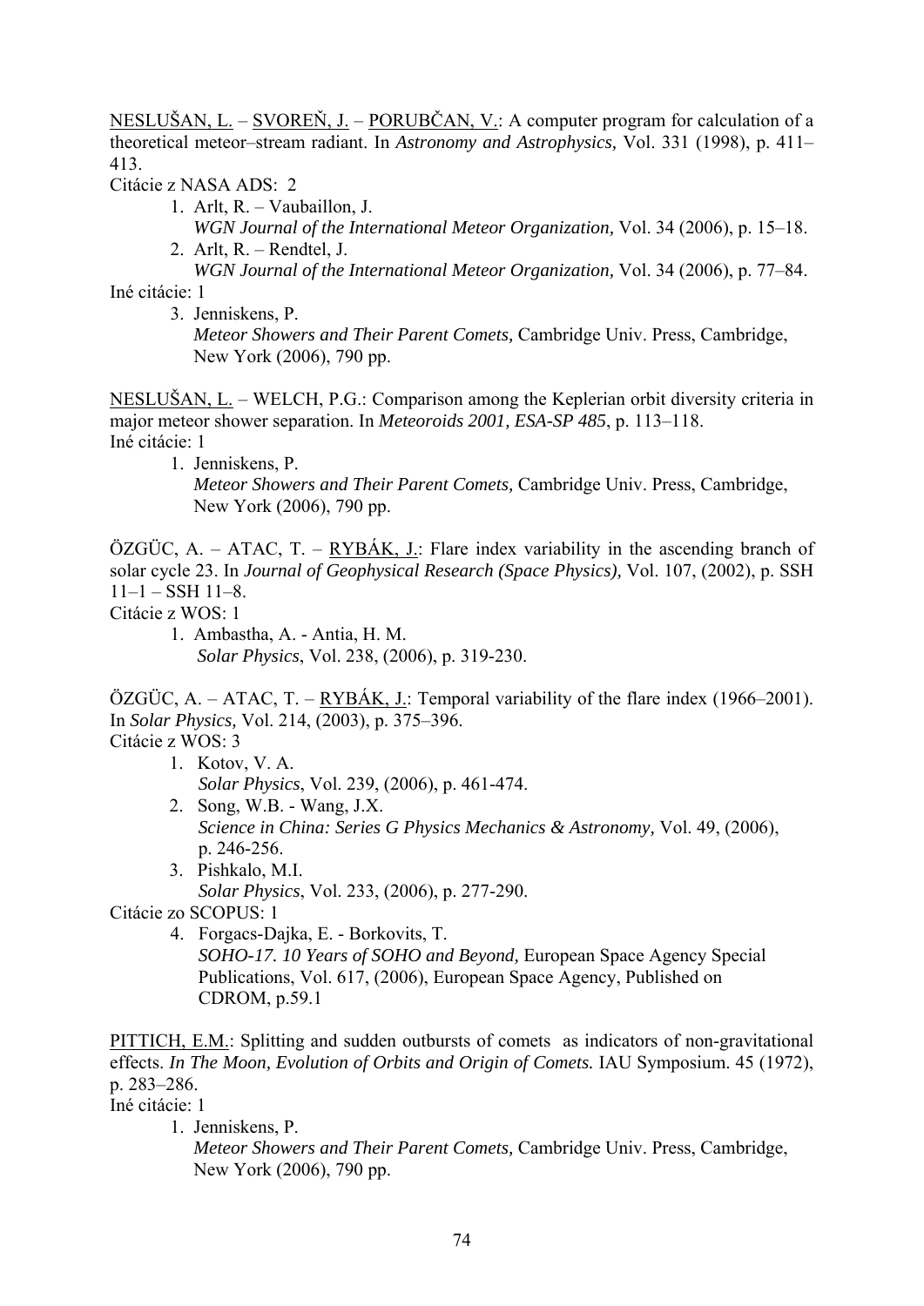NESLUŠAN, L. – SVOREŇ, J. – PORUBČAN, V.: A computer program for calculation of a theoretical meteor–stream radiant. In *Astronomy and Astrophysics,* Vol. 331 (1998), p. 411–413.

Citácie z NASA ADS: 2

1. Arlt, R. – Vaubaillon, J.
   *WGN Journal of the International Meteor Organization,* Vol. 34 (2006), p. 15–18.
2. Arlt, R. – Rendtel, J.
   *WGN Journal of the International Meteor Organization,* Vol. 34 (2006), p. 77–84.

Iné citácie: 1

3. Jenniskens, P.
   *Meteor Showers and Their Parent Comets,* Cambridge Univ. Press, Cambridge, New York (2006), 790 pp.

NESLUŠAN, L. – WELCH, P.G.: Comparison among the Keplerian orbit diversity criteria in major meteor shower separation. In *Meteoroids 2001, ESA-SP 485*, p. 113–118.

Iné citácie: 1

1. Jenniskens, P.
   *Meteor Showers and Their Parent Comets,* Cambridge Univ. Press, Cambridge, New York (2006), 790 pp.

ÖZGÜC, A. – ATAC, T. – RYBÁK, J.: Flare index variability in the ascending branch of solar cycle 23. In *Journal of Geophysical Research (Space Physics),* Vol. 107, (2002), p. SSH 11–1 – SSH 11–8.

Citácie z WOS: 1

1. Ambastha, A. - Antia, H. M.
   *Solar Physics*, Vol. 238, (2006), p. 319-230.

ÖZGÜC, A. – ATAC, T. – RYBÁK, J.: Temporal variability of the flare index (1966–2001). In *Solar Physics,* Vol. 214, (2003), p. 375–396.

Citácie z WOS: 3

1. Kotov, V. A.
   *Solar Physics*, Vol. 239, (2006), p. 461-474.
2. Song, W.B. - Wang, J.X.
   *Science in China: Series G Physics Mechanics & Astronomy,* Vol. 49, (2006), p. 246-256.
3. Pishkalo, M.I.
   *Solar Physics*, Vol. 233, (2006), p. 277-290.

Citácie zo SCOPUS: 1

4. Forgacs-Dajka, E. - Borkovits, T.
   *SOHO-17. 10 Years of SOHO and Beyond,* European Space Agency Special Publications, Vol. 617, (2006), European Space Agency, Published on CDROM, p.59.1

PITTICH, E.M.: Splitting and sudden outbursts of comets as indicators of non-gravitational effects. *In The Moon, Evolution of Orbits and Origin of Comets.* IAU Symposium. 45 (1972), p. 283–286.

Iné citácie: 1

1. Jenniskens, P.
   *Meteor Showers and Their Parent Comets,* Cambridge Univ. Press, Cambridge, New York (2006), 790 pp.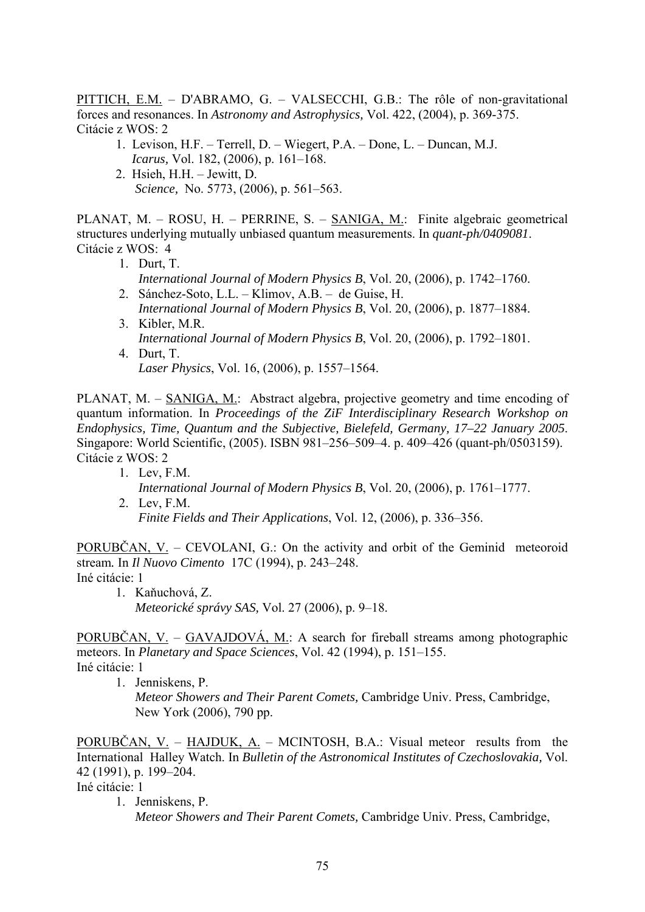PITTICH, E.M. – D'ABRAMO, G. – VALSECCHI, G.B.: The rôle of non-gravitational forces and resonances. In *Astronomy and Astrophysics,* Vol. 422, (2004), p. 369-375.
Citácie z WOS: 2

1. Levison, H.F. – Terrell, D. – Wiegert, P.A. – Done, L. – Duncan, M.J.
   *Icarus,* Vol. 182, (2006), p. 161–168.
2. Hsieh, H.H. – Jewitt, D.
   *Science,* No. 5773, (2006), p. 561–563.

PLANAT, M. – ROSU, H. – PERRINE, S. – SANIGA, M.: Finite algebraic geometrical structures underlying mutually unbiased quantum measurements. In *quant-ph/0409081*.
Citácie z WOS: 4

1. Durt, T.
   *International Journal of Modern Physics B*, Vol. 20, (2006), p. 1742–1760.
2. Sánchez-Soto, L.L. – Klimov, A.B. – de Guise, H.
   *International Journal of Modern Physics B*, Vol. 20, (2006), p. 1877–1884.
3. Kibler, M.R.
   *International Journal of Modern Physics B*, Vol. 20, (2006), p. 1792–1801.
4. Durt, T.
   *Laser Physics*, Vol. 16, (2006), p. 1557–1564.

PLANAT, M. – SANIGA, M.: Abstract algebra, projective geometry and time encoding of quantum information. In *Proceedings of the ZiF Interdisciplinary Research Workshop on Endophysics, Time, Quantum and the Subjective, Bielefeld, Germany, 17–22 January 2005*. Singapore: World Scientific, (2005). ISBN 981–256–509–4. p. 409–426 (quant-ph/0503159).
Citácie z WOS: 2

1. Lev, F.M.
   *International Journal of Modern Physics B*, Vol. 20, (2006), p. 1761–1777.
2. Lev, F.M.
   *Finite Fields and Their Applications*, Vol. 12, (2006), p. 336–356.

PORUBČAN, V. – CEVOLANI, G.: On the activity and orbit of the Geminid meteoroid stream. In *Il Nuovo Cimento* 17C (1994), p. 243–248.
Iné citácie: 1

1. Kaňuchová, Z.
   *Meteorické správy SAS,* Vol. 27 (2006), p. 9–18.

PORUBČAN, V. – GAVAJDOVÁ, M.: A search for fireball streams among photographic meteors. In *Planetary and Space Sciences*, Vol. 42 (1994), p. 151–155.
Iné citácie: 1

1. Jenniskens, P.
   *Meteor Showers and Their Parent Comets,* Cambridge Univ. Press, Cambridge, New York (2006), 790 pp.

PORUBČAN, V. – HAJDUK, A. – MCINTOSH, B.A.: Visual meteor results from the International Halley Watch. In *Bulletin of the Astronomical Institutes of Czechoslovakia,* Vol. 42 (1991), p. 199–204.
Iné citácie: 1

1. Jenniskens, P.
   *Meteor Showers and Their Parent Comets,* Cambridge Univ. Press, Cambridge,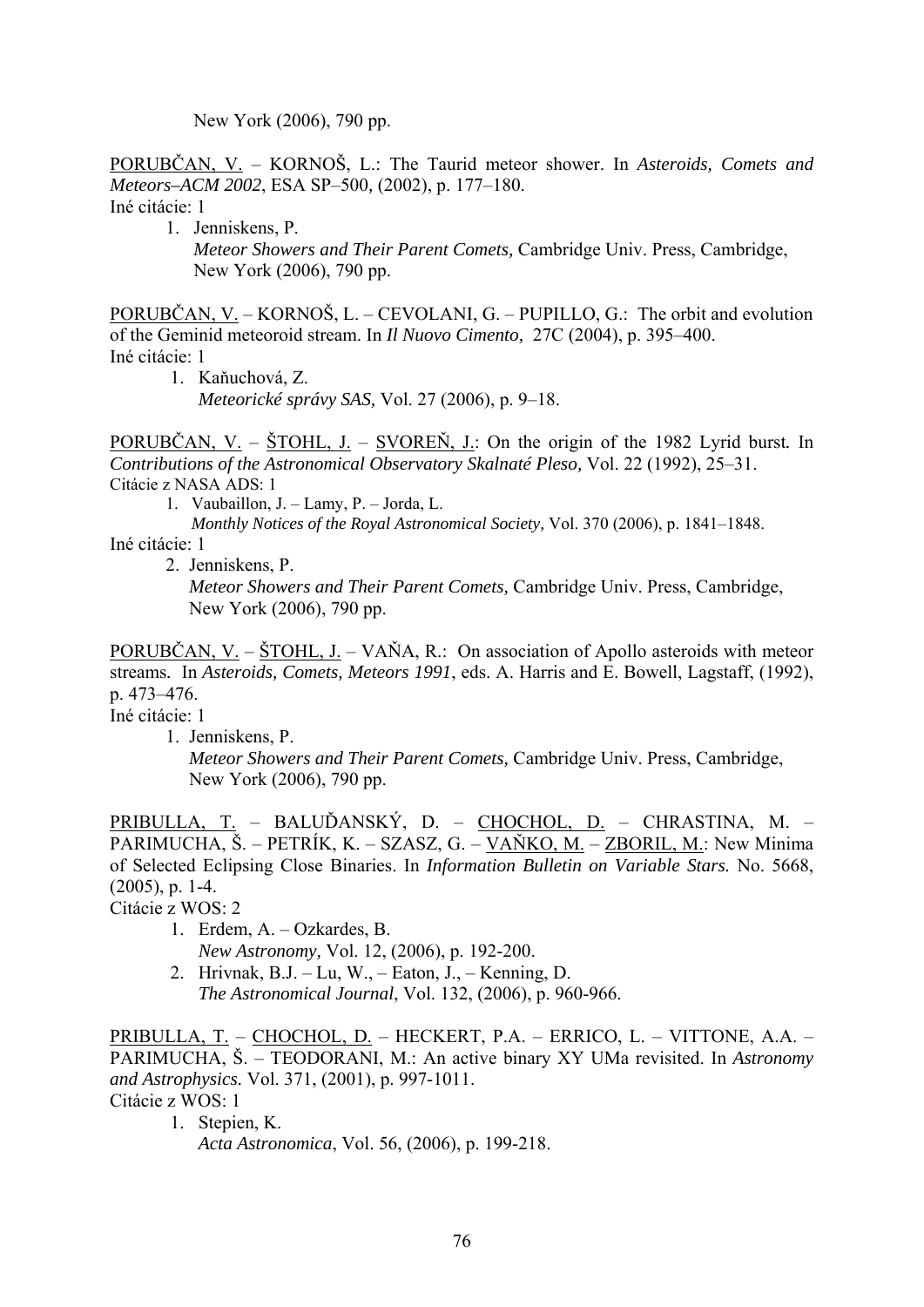New York (2006), 790 pp.

PORUBČAN, V. – KORNOŠ, L.: The Taurid meteor shower. In *Asteroids, Comets and Meteors–ACM 2002*, ESA SP–500, (2002), p. 177–180.
Iné citácie: 1

1. Jenniskens, P.
   *Meteor Showers and Their Parent Comets,* Cambridge Univ. Press, Cambridge, New York (2006), 790 pp.

PORUBČAN, V. – KORNOŠ, L. – CEVOLANI, G. – PUPILLO, G.: The orbit and evolution of the Geminid meteoroid stream. In *Il Nuovo Cimento,* 27C (2004), p. 395–400.
Iné citácie: 1

1. Kaňuchová, Z.
   *Meteorické správy SAS,* Vol. 27 (2006), p. 9–18.

PORUBČAN, V. – ŠTOHL, J. – SVOREŇ, J.: On the origin of the 1982 Lyrid burst. In *Contributions of the Astronomical Observatory Skalnaté Pleso,* Vol. 22 (1992), 25–31.
Citácie z NASA ADS: 1

1. Vaubaillon, J. – Lamy, P. – Jorda, L.
   *Monthly Notices of the Royal Astronomical Society,* Vol. 370 (2006), p. 1841–1848.

Iné citácie: 1

2. Jenniskens, P.
   *Meteor Showers and Their Parent Comets,* Cambridge Univ. Press, Cambridge, New York (2006), 790 pp.

PORUBČAN, V. – ŠTOHL, J. – VAŇA, R.: On association of Apollo asteroids with meteor streams. In *Asteroids, Comets, Meteors 1991*, eds. A. Harris and E. Bowell, Lagstaff, (1992), p. 473–476.
Iné citácie: 1

1. Jenniskens, P.
   *Meteor Showers and Their Parent Comets,* Cambridge Univ. Press, Cambridge, New York (2006), 790 pp.

PRIBULLA, T. – BALUĎANSKÝ, D. – CHOCHOL, D. – CHRASTINA, M. – PARIMUCHA, Š. – PETRÍK, K. – SZASZ, G. – VAŇKO, M. – ZBORIL, M.: New Minima of Selected Eclipsing Close Binaries. In *Information Bulletin on Variable Stars.* No. 5668, (2005), p. 1-4.
Citácie z WOS: 2

1. Erdem, A. – Ozkardes, B.
   *New Astronomy,* Vol. 12, (2006), p. 192-200.
2. Hrivnak, B.J. – Lu, W., – Eaton, J., – Kenning, D.
   *The Astronomical Journal*, Vol. 132, (2006), p. 960-966.

PRIBULLA, T. – CHOCHOL, D. – HECKERT, P.A. – ERRICO, L. – VITTONE, A.A. – PARIMUCHA, Š. – TEODORANI, M.: An active binary XY UMa revisited. In *Astronomy and Astrophysics.* Vol. 371, (2001), p. 997-1011.
Citácie z WOS: 1

1. Stepien, K.
   *Acta Astronomica*, Vol. 56, (2006), p. 199-218.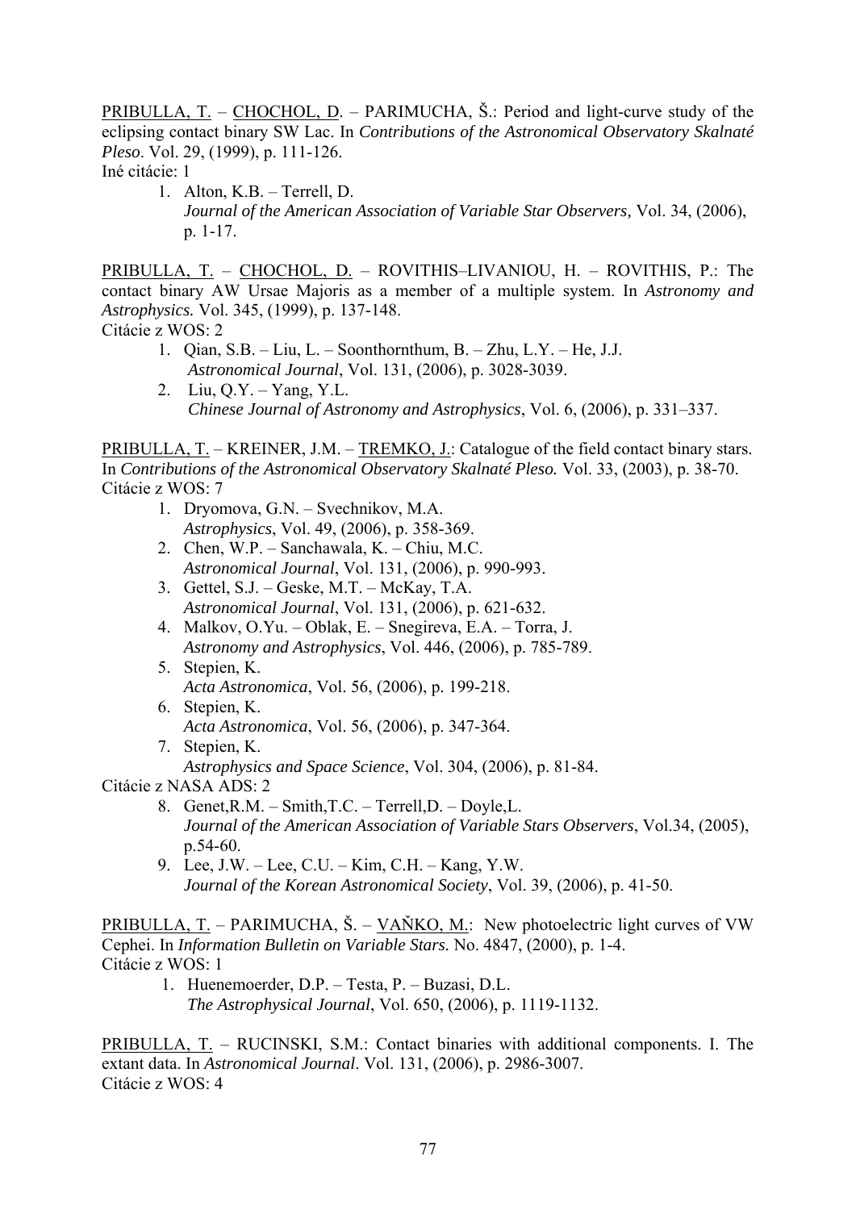<u>PRIBULLA, T.</u> – <u>CHOCHOL, D</u>. – PARIMUCHA, Š.: Period and light-curve study of the eclipsing contact binary SW Lac. In *Contributions of the Astronomical Observatory Skalnaté Pleso*. Vol. 29, (1999), p. 111-126.
Iné citácie: 1

1. Alton, K.B. – Terrell, D.
   *Journal of the American Association of Variable Star Observers,* Vol. 34, (2006), p. 1-17.

<u>PRIBULLA, T.</u> – <u>CHOCHOL, D.</u> – ROVITHIS–LIVANIOU, H. – ROVITHIS, P.: The contact binary AW Ursae Majoris as a member of a multiple system. In *Astronomy and Astrophysics.* Vol. 345, (1999), p. 137-148.
Citácie z WOS: 2

1. Qian, S.B. – Liu, L. – Soonthornthum, B. – Zhu, L.Y. – He, J.J.
   *Astronomical Journal*, Vol. 131, (2006), p. 3028-3039.
2. Liu, Q.Y. – Yang, Y.L.
   *Chinese Journal of Astronomy and Astrophysics*, Vol. 6, (2006), p. 331–337.

<u>PRIBULLA, T.</u> – KREINER, J.M. – <u>TREMKO, J.</u>: Catalogue of the field contact binary stars. In *Contributions of the Astronomical Observatory Skalnaté Pleso.* Vol. 33, (2003), p. 38-70.
Citácie z WOS: 7

1. Dryomova, G.N. – Svechnikov, M.A.
   *Astrophysics*, Vol. 49, (2006), p. 358-369.
2. Chen, W.P. – Sanchawala, K. – Chiu, M.C.
   *Astronomical Journal*, Vol. 131, (2006), p. 990-993.
3. Gettel, S.J. – Geske, M.T. – McKay, T.A.
   *Astronomical Journal*, Vol. 131, (2006), p. 621-632.
4. Malkov, O.Yu. – Oblak, E. – Snegireva, E.A. – Torra, J.
   *Astronomy and Astrophysics*, Vol. 446, (2006), p. 785-789.
5. Stepien, K.
   *Acta Astronomica*, Vol. 56, (2006), p. 199-218.
6. Stepien, K.
   *Acta Astronomica*, Vol. 56, (2006), p. 347-364.
7. Stepien, K.
   *Astrophysics and Space Science*, Vol. 304, (2006), p. 81-84.

Citácie z NASA ADS: 2

8. Genet,R.M. – Smith,T.C. – Terrell,D. – Doyle,L.
   *Journal of the American Association of Variable Stars Observers*, Vol.34, (2005), p.54-60.
9. Lee, J.W. – Lee, C.U. – Kim, C.H. – Kang, Y.W.
   *Journal of the Korean Astronomical Society*, Vol. 39, (2006), p. 41-50.

<u>PRIBULLA, T.</u> – PARIMUCHA, Š. – <u>VAŇKO, M.</u>: New photoelectric light curves of VW Cephei. In *Information Bulletin on Variable Stars.* No. 4847, (2000), p. 1-4.
Citácie z WOS: 1

1. Huenemoerder, D.P. – Testa, P. – Buzasi, D.L.
   *The Astrophysical Journal*, Vol. 650, (2006), p. 1119-1132.

<u>PRIBULLA, T.</u> – RUCINSKI, S.M.: Contact binaries with additional components. I. The extant data. In *Astronomical Journal*. Vol. 131, (2006), p. 2986-3007.
Citácie z WOS: 4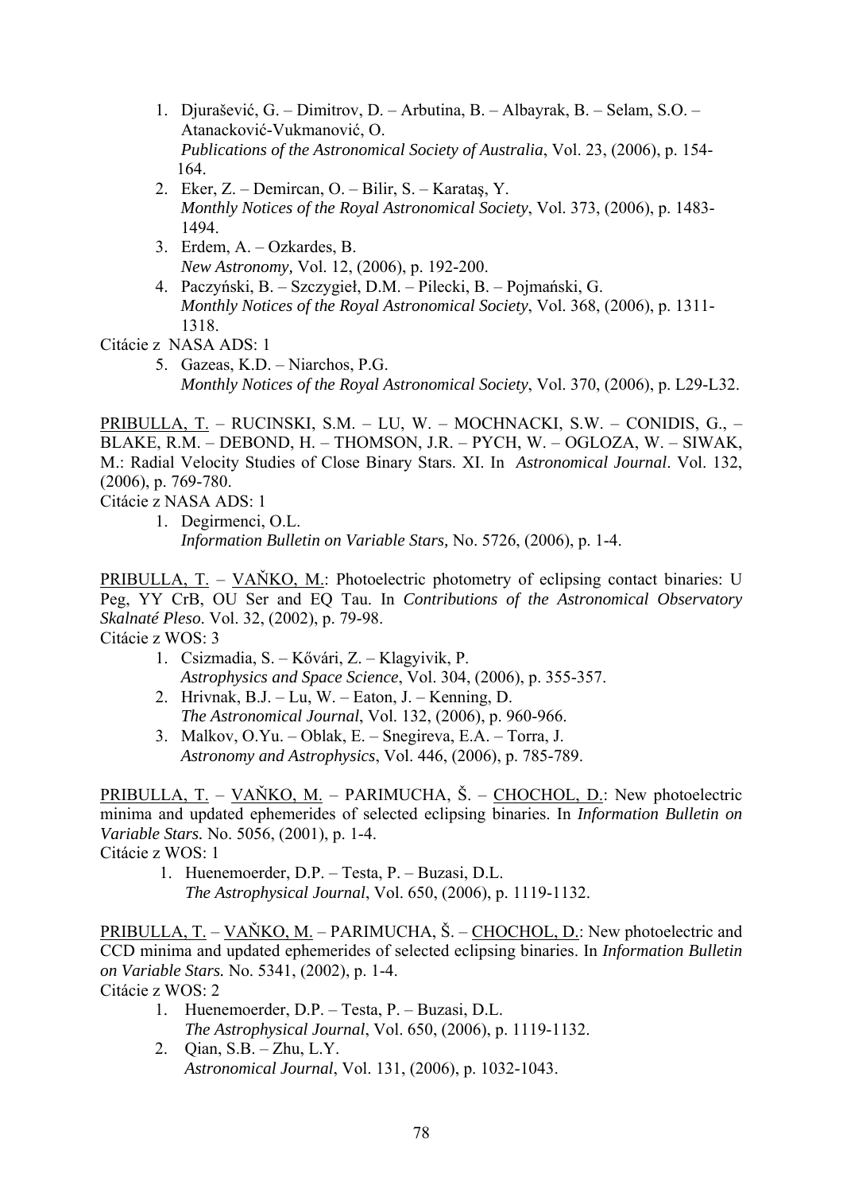1. Djurašević, G. – Dimitrov, D. – Arbutina, B. – Albayrak, B. – Selam, S.O. – Atanacković-Vukmanović, O.  
   *Publications of the Astronomical Society of Australia*, Vol. 23, (2006), p. 154-164.
2. Eker, Z. – Demircan, O. – Bilir, S. – Karataş, Y.  
   *Monthly Notices of the Royal Astronomical Society*, Vol. 373, (2006), p. 1483-1494.
3. Erdem, A. – Ozkardes, B.  
   *New Astronomy,* Vol. 12, (2006), p. 192-200.
4. Paczyński, B. – Szczygieł, D.M. – Pilecki, B. – Pojmański, G.  
   *Monthly Notices of the Royal Astronomical Society*, Vol. 368, (2006), p. 1311-1318.

Citácie z NASA ADS: 1

5. Gazeas, K.D. – Niarchos, P.G.  
   *Monthly Notices of the Royal Astronomical Society*, Vol. 370, (2006), p. L29-L32.

PRIBULLA, T. – RUCINSKI, S.M. – LU, W. – MOCHNACKI, S.W. – CONIDIS, G., – BLAKE, R.M. – DEBOND, H. – THOMSON, J.R. – PYCH, W. – OGLOZA, W. – SIWAK, M.: Radial Velocity Studies of Close Binary Stars. XI. In *Astronomical Journal*. Vol. 132, (2006), p. 769-780.

Citácie z NASA ADS: 1

1. Degirmenci, O.L.  
   *Information Bulletin on Variable Stars,* No. 5726, (2006), p. 1-4.

PRIBULLA, T. – VAŇKO, M.: Photoelectric photometry of eclipsing contact binaries: U Peg, YY CrB, OU Ser and EQ Tau. In *Contributions of the Astronomical Observatory Skalnaté Pleso*. Vol. 32, (2002), p. 79-98.

Citácie z WOS: 3

1. Csizmadia, S. – Kővári, Z. – Klagyivik, P.  
   *Astrophysics and Space Science*, Vol. 304, (2006), p. 355-357.
2. Hrivnak, B.J. – Lu, W. – Eaton, J. – Kenning, D.  
   *The Astronomical Journal*, Vol. 132, (2006), p. 960-966.
3. Malkov, O.Yu. – Oblak, E. – Snegireva, E.A. – Torra, J.  
   *Astronomy and Astrophysics*, Vol. 446, (2006), p. 785-789.

PRIBULLA, T. – VAŇKO, M. – PARIMUCHA, Š. – CHOCHOL, D.: New photoelectric minima and updated ephemerides of selected eclipsing binaries. In *Information Bulletin on Variable Stars.* No. 5056, (2001), p. 1-4.

Citácie z WOS: 1

1. Huenemoerder, D.P. – Testa, P. – Buzasi, D.L.  
   *The Astrophysical Journal*, Vol. 650, (2006), p. 1119-1132.

PRIBULLA, T. – VAŇKO, M. – PARIMUCHA, Š. – CHOCHOL, D.: New photoelectric and CCD minima and updated ephemerides of selected eclipsing binaries. In *Information Bulletin on Variable Stars.* No. 5341, (2002), p. 1-4.

Citácie z WOS: 2

1. Huenemoerder, D.P. – Testa, P. – Buzasi, D.L.  
   *The Astrophysical Journal*, Vol. 650, (2006), p. 1119-1132.
2. Qian, S.B. – Zhu, L.Y.  
   *Astronomical Journal*, Vol. 131, (2006), p. 1032-1043.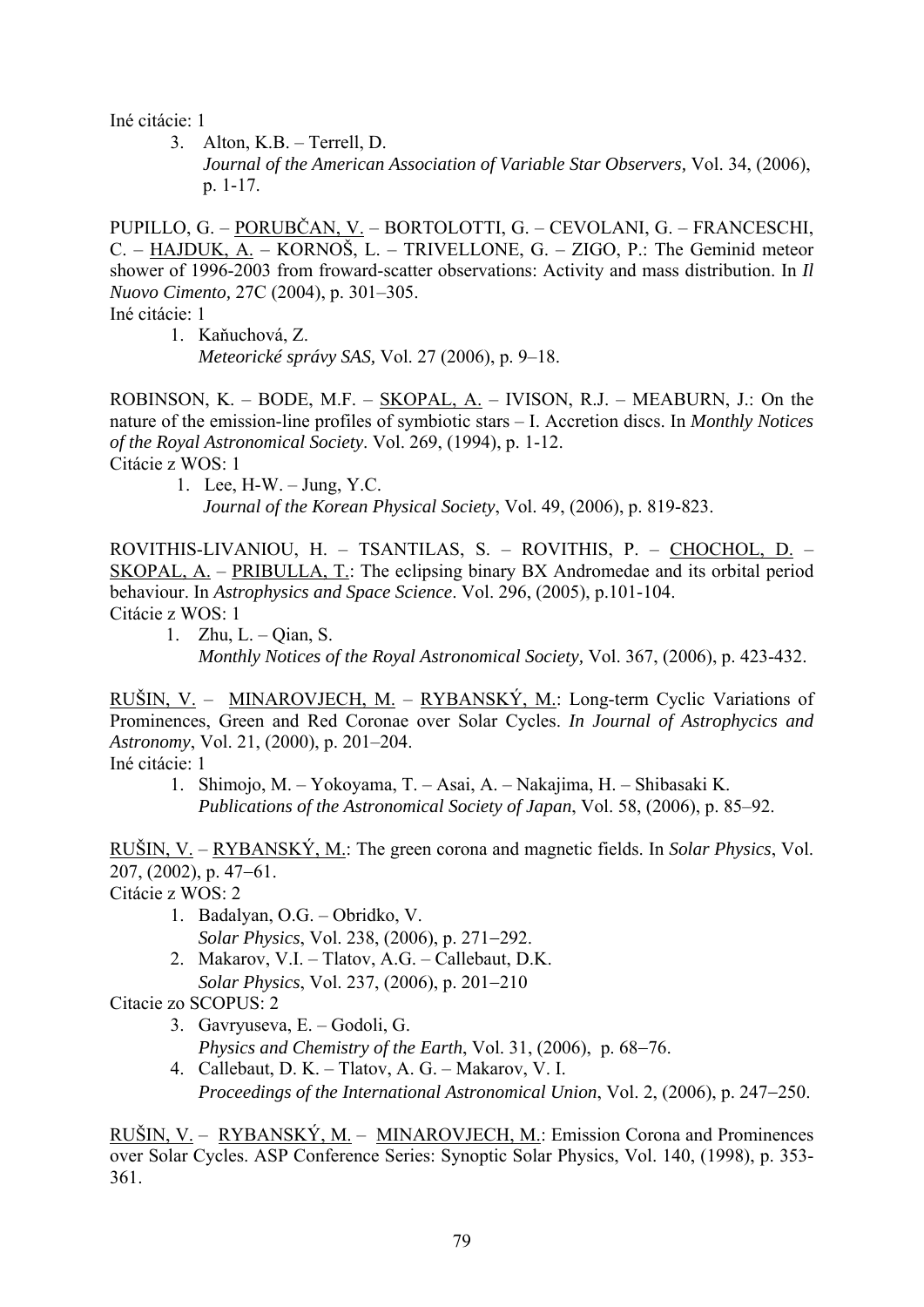Iné citácie: 1

3. Alton, K.B. – Terrell, D.
   *Journal of the American Association of Variable Star Observers,* Vol. 34, (2006), p. 1-17.

PUPILLO, G. – PORUBČAN, V. – BORTOLOTTI, G. – CEVOLANI, G. – FRANCESCHI, C. – HAJDUK, A. – KORNOŠ, L. – TRIVELLONE, G. – ZIGO, P.: The Geminid meteor shower of 1996-2003 from froward-scatter observations: Activity and mass distribution. In *Il Nuovo Cimento,* 27C (2004), p. 301–305.

Iné citácie: 1

1. Kaňuchová, Z.
   *Meteorické správy SAS,* Vol. 27 (2006), p. 9–18.

ROBINSON, K. – BODE, M.F. – SKOPAL, A. – IVISON, R.J. – MEABURN, J.: On the nature of the emission-line profiles of symbiotic stars – I. Accretion discs. In *Monthly Notices of the Royal Astronomical Society*. Vol. 269, (1994), p. 1-12.

Citácie z WOS: 1

1. Lee, H-W. – Jung, Y.C.
   *Journal of the Korean Physical Society*, Vol. 49, (2006), p. 819-823.

ROVITHIS-LIVANIOU, H. – TSANTILAS, S. – ROVITHIS, P. – CHOCHOL, D. – SKOPAL, A. – PRIBULLA, T.: The eclipsing binary BX Andromedae and its orbital period behaviour. In *Astrophysics and Space Science*. Vol. 296, (2005), p.101-104.

Citácie z WOS: 1

1. Zhu, L. – Qian, S.
   *Monthly Notices of the Royal Astronomical Society,* Vol. 367, (2006), p. 423-432.

RUŠIN, V. – MINAROVJECH, M. – RYBANSKÝ, M.: Long-term Cyclic Variations of Prominences, Green and Red Coronae over Solar Cycles. *In Journal of Astrophycics and Astronomy*, Vol. 21, (2000), p. 201–204.

Iné citácie: 1

1. Shimojo, M. – Yokoyama, T. – Asai, A. – Nakajima, H. – Shibasaki K.
   *Publications of the Astronomical Society of Japan*, Vol. 58, (2006), p. 85–92.

RUŠIN, V. – RYBANSKÝ, M.: The green corona and magnetic fields. In *Solar Physics*, Vol. 207, (2002), p. 47–61.

Citácie z WOS: 2

1. Badalyan, O.G. – Obridko, V.
   *Solar Physics*, Vol. 238, (2006), p. 271–292.
2. Makarov, V.I. – Tlatov, A.G. – Callebaut, D.K.
   *Solar Physics*, Vol. 237, (2006), p. 201–210

Citacie zo SCOPUS: 2

3. Gavryuseva, E. – Godoli, G.
   *Physics and Chemistry of the Earth*, Vol. 31, (2006), p. 68–76.
4. Callebaut, D. K. – Tlatov, A. G. – Makarov, V. I.
   *Proceedings of the International Astronomical Union*, Vol. 2, (2006), p. 247–250.

RUŠIN, V. – RYBANSKÝ, M. – MINAROVJECH, M.: Emission Corona and Prominences over Solar Cycles. ASP Conference Series: Synoptic Solar Physics, Vol. 140, (1998), p. 353-361.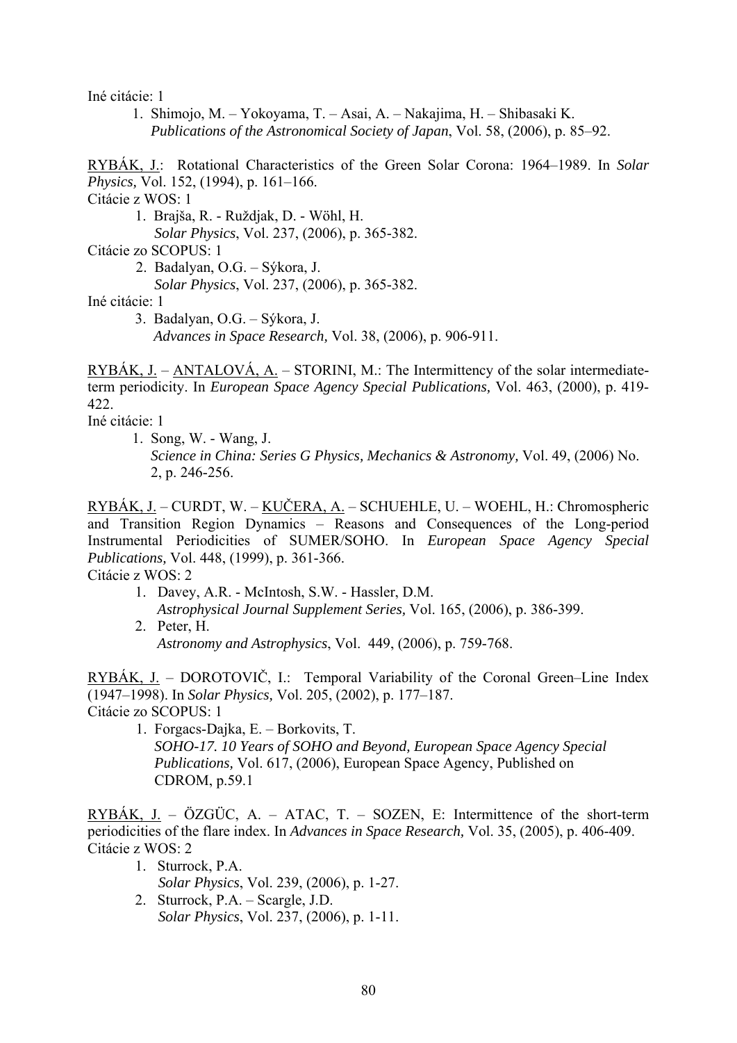Iné citácie: 1

1. Shimojo, M. – Yokoyama, T. – Asai, A. – Nakajima, H. – Shibasaki K.
   *Publications of the Astronomical Society of Japan*, Vol. 58, (2006), p. 85–92.

<u>RYBÁK, J.</u>: Rotational Characteristics of the Green Solar Corona: 1964–1989. In *Solar Physics,* Vol. 152, (1994), p. 161–166.

Citácie z WOS: 1

1. Brajša, R. - Ruždjak, D. - Wöhl, H.
   *Solar Physics*, Vol. 237, (2006), p. 365-382.

Citácie zo SCOPUS: 1

2. Badalyan, O.G. – Sýkora, J.
   *Solar Physics*, Vol. 237, (2006), p. 365-382.

Iné citácie: 1

3. Badalyan, O.G. – Sýkora, J.
   *Advances in Space Research,* Vol. 38, (2006), p. 906-911.

<u>RYBÁK, J.</u> – <u>ANTALOVÁ, A.</u> – STORINI, M.: The Intermittency of the solar intermediate-term periodicity. In *European Space Agency Special Publications,* Vol. 463, (2000), p. 419-422.

Iné citácie: 1

1. Song, W. - Wang, J.
   *Science in China: Series G Physics, Mechanics & Astronomy,* Vol. 49, (2006) No. 2, p. 246-256.

<u>RYBÁK, J.</u> – CURDT, W. – <u>KUČERA, A.</u> – SCHUEHLE, U. – WOEHL, H.: Chromospheric and Transition Region Dynamics – Reasons and Consequences of the Long-period Instrumental Periodicities of SUMER/SOHO. In *European Space Agency Special Publications,* Vol. 448, (1999), p. 361-366.

Citácie z WOS: 2

1. Davey, A.R. - McIntosh, S.W. - Hassler, D.M.
   *Astrophysical Journal Supplement Series,* Vol. 165, (2006), p. 386-399.
2. Peter, H.
   *Astronomy and Astrophysics*, Vol. 449, (2006), p. 759-768.

<u>RYBÁK, J.</u> – DOROTOVIČ, I.: Temporal Variability of the Coronal Green–Line Index (1947–1998). In *Solar Physics,* Vol. 205, (2002), p. 177–187.

Citácie zo SCOPUS: 1

1. Forgacs-Dajka, E. – Borkovits, T.
   *SOHO-17. 10 Years of SOHO and Beyond, European Space Agency Special Publications,* Vol. 617, (2006), European Space Agency, Published on CDROM, p.59.1

<u>RYBÁK, J.</u> – ÖZGÜC, A. – ATAC, T. – SOZEN, E: Intermittence of the short-term periodicities of the flare index. In *Advances in Space Research,* Vol. 35, (2005), p. 406-409.

Citácie z WOS: 2

1. Sturrock, P.A.
   *Solar Physics*, Vol. 239, (2006), p. 1-27.
2. Sturrock, P.A. – Scargle, J.D.
   *Solar Physics*, Vol. 237, (2006), p. 1-11.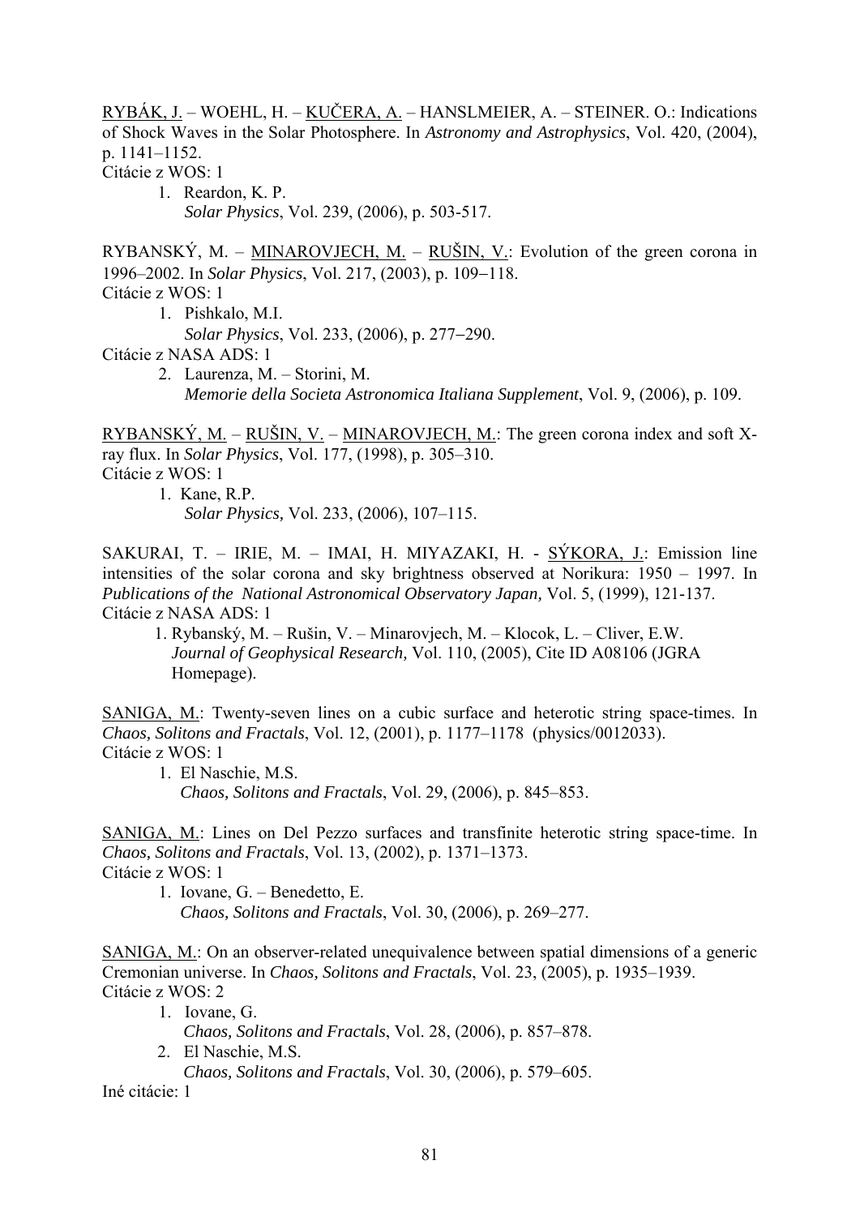RYBÁK, J. – WOEHL, H. – KUČERA, A. – HANSLMEIER, A. – STEINER. O.: Indications of Shock Waves in the Solar Photosphere. In *Astronomy and Astrophysics*, Vol. 420, (2004), p. 1141–1152.
Citácie z WOS: 1

1. Reardon, K. P.
   *Solar Physics*, Vol. 239, (2006), p. 503-517.

RYBANSKÝ, M. – MINAROVJECH, M. – RUŠIN, V.: Evolution of the green corona in 1996–2002. In *Solar Physics*, Vol. 217, (2003), p. 109–118.
Citácie z WOS: 1

1. Pishkalo, M.I.
   *Solar Physics*, Vol. 233, (2006), p. 277–290.

Citácie z NASA ADS: 1

2. Laurenza, M. – Storini, M.
   *Memorie della Societa Astronomica Italiana Supplement*, Vol. 9, (2006), p. 109.

RYBANSKÝ, M. – RUŠIN, V. – MINAROVJECH, M.: The green corona index and soft X-ray flux. In *Solar Physics*, Vol. 177, (1998), p. 305–310.
Citácie z WOS: 1

1. Kane, R.P.
   *Solar Physics,* Vol. 233, (2006), 107–115.

SAKURAI, T. – IRIE, M. – IMAI, H. MIYAZAKI, H. - SÝKORA, J.: Emission line intensities of the solar corona and sky brightness observed at Norikura: 1950 – 1997. In *Publications of the National Astronomical Observatory Japan,* Vol. 5, (1999), 121-137.
Citácie z NASA ADS: 1

1. Rybanský, M. – Rušin, V. – Minarovjech, M. – Klocok, L. – Cliver, E.W.
   *Journal of Geophysical Research,* Vol. 110, (2005), Cite ID A08106 (JGRA Homepage).

SANIGA, M.: Twenty-seven lines on a cubic surface and heterotic string space-times. In *Chaos, Solitons and Fractals*, Vol. 12, (2001), p. 1177–1178 (physics/0012033).
Citácie z WOS: 1

1. El Naschie, M.S.
   *Chaos, Solitons and Fractals*, Vol. 29, (2006), p. 845–853.

SANIGA, M.: Lines on Del Pezzo surfaces and transfinite heterotic string space-time. In *Chaos, Solitons and Fractals*, Vol. 13, (2002), p. 1371–1373.
Citácie z WOS: 1

1. Iovane, G. – Benedetto, E.
   *Chaos, Solitons and Fractals*, Vol. 30, (2006), p. 269–277.

SANIGA, M.: On an observer-related unequivalence between spatial dimensions of a generic Cremonian universe. In *Chaos, Solitons and Fractals*, Vol. 23, (2005), p. 1935–1939.
Citácie z WOS: 2

1. Iovane, G.
   *Chaos, Solitons and Fractals*, Vol. 28, (2006), p. 857–878.
2. El Naschie, M.S.
   *Chaos, Solitons and Fractals*, Vol. 30, (2006), p. 579–605.

Iné citácie: 1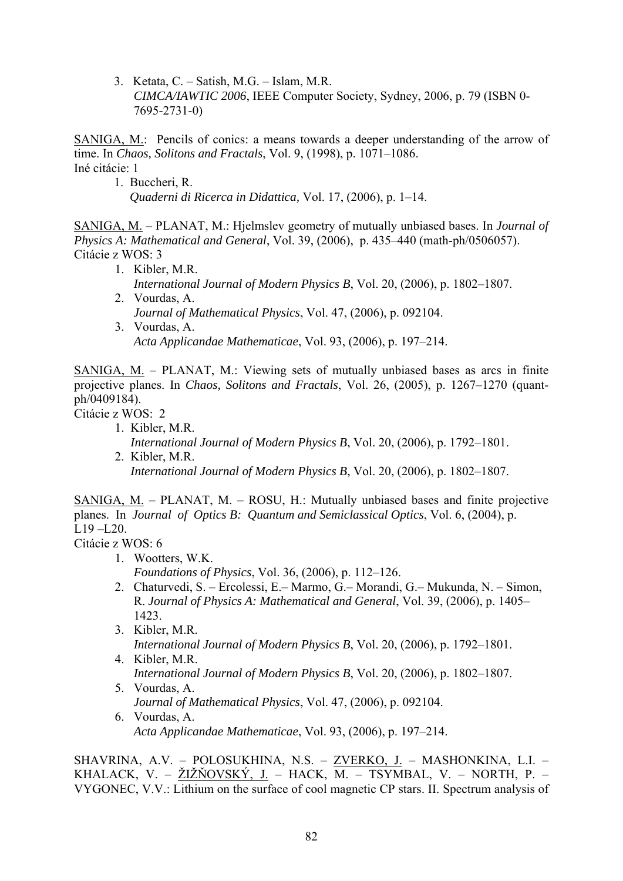3. Ketata, C. – Satish, M.G. – Islam, M.R.
   *CIMCA/IAWTIC 2006*, IEEE Computer Society, Sydney, 2006, p. 79 (ISBN 0-7695-2731-0)

<u>SANIGA, M.</u>: Pencils of conics: a means towards a deeper understanding of the arrow of time. In *Chaos, Solitons and Fractals*, Vol. 9, (1998), p. 1071–1086.
Iné citácie: 1

1. Buccheri, R.
   *Quaderni di Ricerca in Didattica,* Vol. 17, (2006), p. 1–14.

<u>SANIGA, M.</u> – PLANAT, M.: Hjelmslev geometry of mutually unbiased bases. In *Journal of Physics A: Mathematical and General*, Vol. 39, (2006), p. 435–440 (math-ph/0506057).
Citácie z WOS: 3

1. Kibler, M.R.
   *International Journal of Modern Physics B*, Vol. 20, (2006), p. 1802–1807.
2. Vourdas, A.
   *Journal of Mathematical Physics*, Vol. 47, (2006), p. 092104.
3. Vourdas, A.
   *Acta Applicandae Mathematicae*, Vol. 93, (2006), p. 197–214.

<u>SANIGA, M.</u> – PLANAT, M.: Viewing sets of mutually unbiased bases as arcs in finite projective planes. In *Chaos, Solitons and Fractals*, Vol. 26, (2005), p. 1267–1270 (quant-ph/0409184).
Citácie z WOS: 2

1. Kibler, M.R.
   *International Journal of Modern Physics B*, Vol. 20, (2006), p. 1792–1801.
2. Kibler, M.R.
   *International Journal of Modern Physics B*, Vol. 20, (2006), p. 1802–1807.

<u>SANIGA, M.</u> – PLANAT, M. – ROSU, H.: Mutually unbiased bases and finite projective planes. In *Journal of Optics B: Quantum and Semiclassical Optics*, Vol. 6, (2004), p. L19 –L20.
Citácie z WOS: 6

1. Wootters, W.K.
   *Foundations of Physics*, Vol. 36, (2006), p. 112–126.
2. Chaturvedi, S. – Ercolessi, E.– Marmo, G.– Morandi, G.– Mukunda, N. – Simon, R. *Journal of Physics A: Mathematical and General*, Vol. 39, (2006), p. 1405–1423.
3. Kibler, M.R.
   *International Journal of Modern Physics B*, Vol. 20, (2006), p. 1792–1801.
4. Kibler, M.R.
   *International Journal of Modern Physics B*, Vol. 20, (2006), p. 1802–1807.
5. Vourdas, A.
   *Journal of Mathematical Physics*, Vol. 47, (2006), p. 092104.
6. Vourdas, A.
   *Acta Applicandae Mathematicae*, Vol. 93, (2006), p. 197–214.

SHAVRINA, A.V. – POLOSUKHINA, N.S. – <u>ZVERKO, J.</u> – MASHONKINA, L.I. – KHALACK, V. – <u>ŽIŽŇOVSKÝ, J.</u> – HACK, M. – TSYMBAL, V. – NORTH, P. – VYGONEC, V.V.: Lithium on the surface of cool magnetic CP stars. II. Spectrum analysis of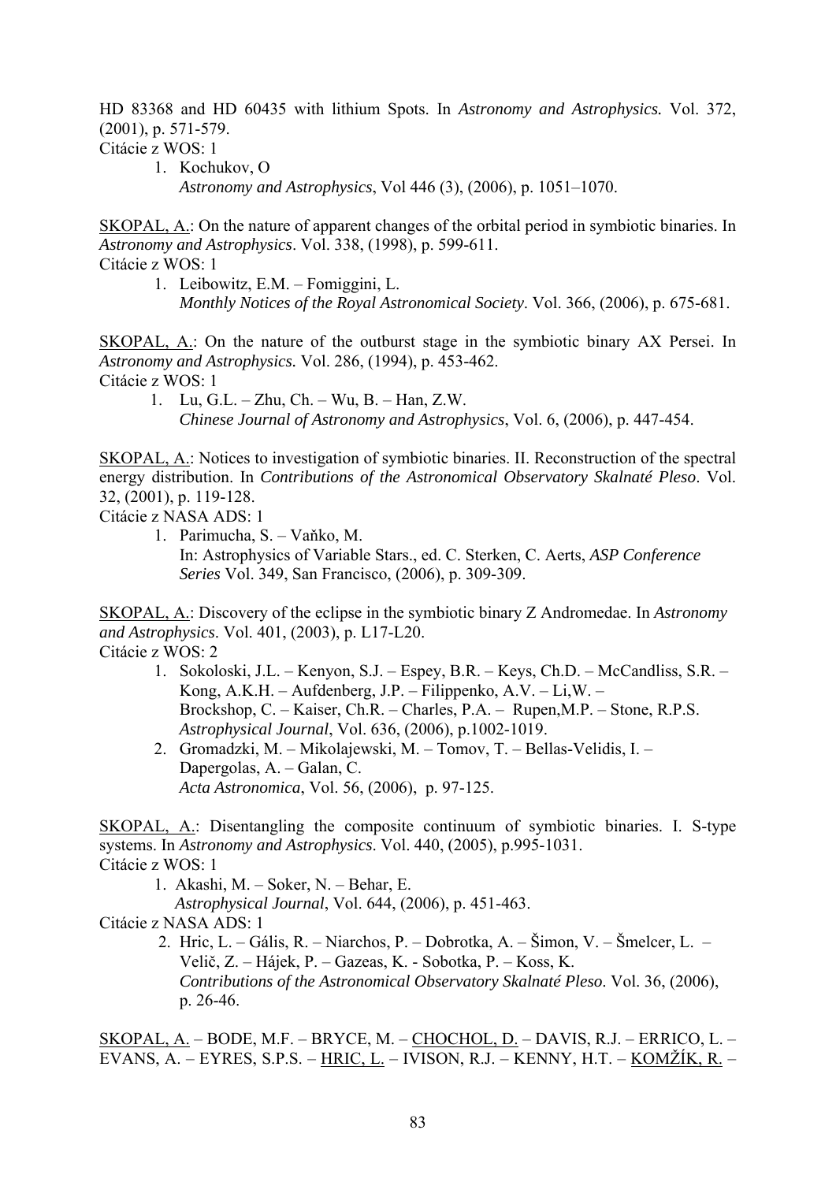HD 83368 and HD 60435 with lithium Spots. In *Astronomy and Astrophysics.* Vol. 372, (2001), p. 571-579.
Citácie z WOS: 1

1. Kochukov, O
   *Astronomy and Astrophysics*, Vol 446 (3), (2006), p. 1051–1070.

SKOPAL, A.: On the nature of apparent changes of the orbital period in symbiotic binaries. In *Astronomy and Astrophysics*. Vol. 338, (1998), p. 599-611.
Citácie z WOS: 1

1. Leibowitz, E.M. – Fomiggini, L.
   *Monthly Notices of the Royal Astronomical Society*. Vol. 366, (2006), p. 675-681.

SKOPAL, A.: On the nature of the outburst stage in the symbiotic binary AX Persei. In *Astronomy and Astrophysics.* Vol. 286, (1994), p. 453-462.
Citácie z WOS: 1

1. Lu, G.L. – Zhu, Ch. – Wu, B. – Han, Z.W.
   *Chinese Journal of Astronomy and Astrophysics*, Vol. 6, (2006), p. 447-454.

SKOPAL, A.: Notices to investigation of symbiotic binaries. II. Reconstruction of the spectral energy distribution. In *Contributions of the Astronomical Observatory Skalnaté Pleso*. Vol. 32, (2001), p. 119-128.
Citácie z NASA ADS: 1

1. Parimucha, S. – Vaňko, M.
   In: Astrophysics of Variable Stars., ed. C. Sterken, C. Aerts, *ASP Conference Series* Vol. 349, San Francisco, (2006), p. 309-309.

SKOPAL, A.: Discovery of the eclipse in the symbiotic binary Z Andromedae. In *Astronomy and Astrophysics*. Vol. 401, (2003), p. L17-L20.
Citácie z WOS: 2

1. Sokoloski, J.L. – Kenyon, S.J. – Espey, B.R. – Keys, Ch.D. – McCandliss, S.R. – Kong, A.K.H. – Aufdenberg, J.P. – Filippenko, A.V. – Li,W. – Brockshop, C. – Kaiser, Ch.R. – Charles, P.A. – Rupen,M.P. – Stone, R.P.S.
   *Astrophysical Journal*, Vol. 636, (2006), p.1002-1019.
2. Gromadzki, M. – Mikolajewski, M. – Tomov, T. – Bellas-Velidis, I. – Dapergolas, A. – Galan, C.
   *Acta Astronomica*, Vol. 56, (2006), p. 97-125.

SKOPAL, A.: Disentangling the composite continuum of symbiotic binaries. I. S-type systems. In *Astronomy and Astrophysics*. Vol. 440, (2005), p.995-1031.
Citácie z WOS: 1

1. Akashi, M. – Soker, N. – Behar, E.
   *Astrophysical Journal*, Vol. 644, (2006), p. 451-463.

Citácie z NASA ADS: 1

2. Hric, L. – Gális, R. – Niarchos, P. – Dobrotka, A. – Šimon, V. – Šmelcer, L. – Velič, Z. – Hájek, P. – Gazeas, K. - Sobotka, P. – Koss, K.
   *Contributions of the Astronomical Observatory Skalnaté Pleso*. Vol. 36, (2006), p. 26-46.

SKOPAL, A. – BODE, M.F. – BRYCE, M. – CHOCHOL, D. – DAVIS, R.J. – ERRICO, L. – EVANS, A. – EYRES, S.P.S. – HRIC, L. – IVISON, R.J. – KENNY, H.T. – KOMŽÍK, R. –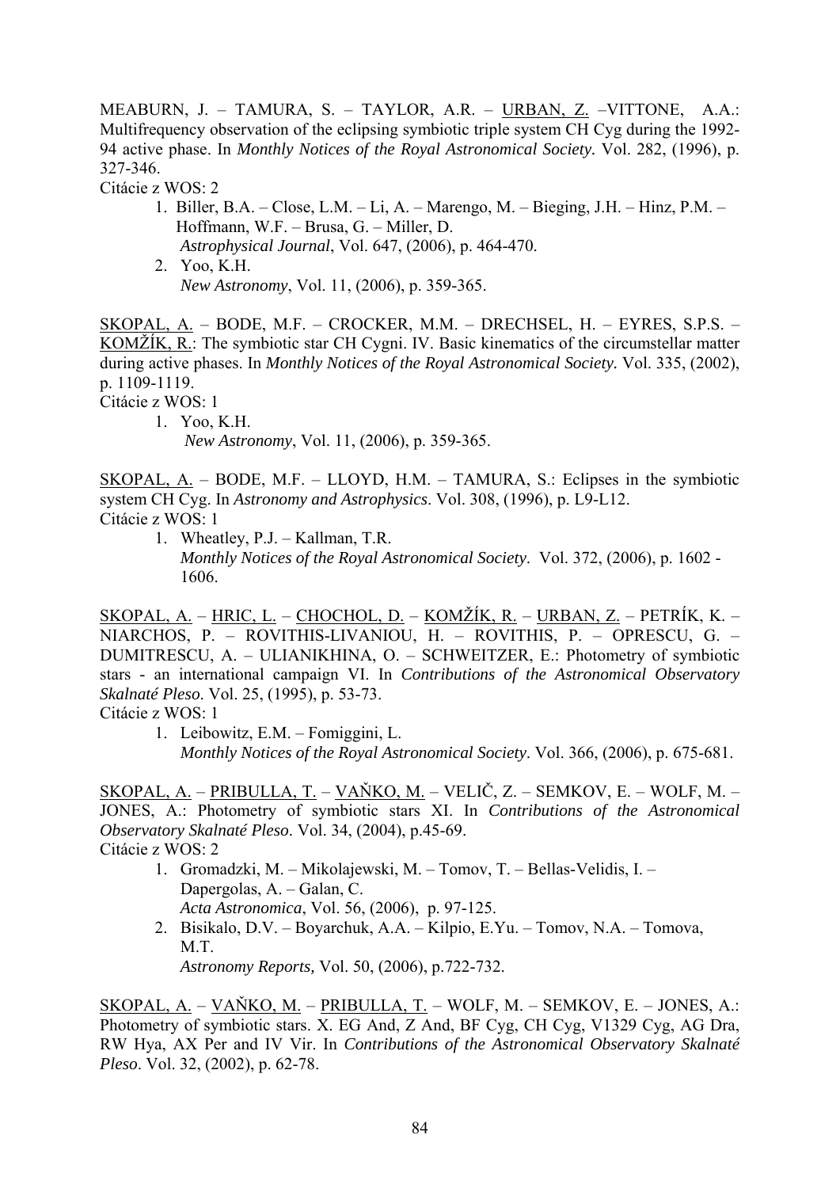MEABURN, J. – TAMURA, S. – TAYLOR, A.R. – <u>URBAN, Z.</u> –VITTONE, A.A.: Multifrequency observation of the eclipsing symbiotic triple system CH Cyg during the 1992-94 active phase. In *Monthly Notices of the Royal Astronomical Society.* Vol. 282, (1996), p. 327-346.

Citácie z WOS: 2

1. Biller, B.A. – Close, L.M. – Li, A. – Marengo, M. – Bieging, J.H. – Hinz, P.M. – Hoffmann, W.F. – Brusa, G. – Miller, D.
   *Astrophysical Journal*, Vol. 647, (2006), p. 464-470.
2. Yoo, K.H.
   *New Astronomy*, Vol. 11, (2006), p. 359-365.

<u>SKOPAL, A.</u> – BODE, M.F. – CROCKER, M.M. – DRECHSEL, H. – EYRES, S.P.S. – <u>KOMŽÍK, R.</u>: The symbiotic star CH Cygni. IV. Basic kinematics of the circumstellar matter during active phases. In *Monthly Notices of the Royal Astronomical Society.* Vol. 335, (2002), p. 1109-1119.

Citácie z WOS: 1

1. Yoo, K.H.
   *New Astronomy*, Vol. 11, (2006), p. 359-365.

<u>SKOPAL, A.</u> – BODE, M.F. – LLOYD, H.M. – TAMURA, S.: Eclipses in the symbiotic system CH Cyg. In *Astronomy and Astrophysics*. Vol. 308, (1996), p. L9-L12.

Citácie z WOS: 1

1. Wheatley, P.J. – Kallman, T.R.
   *Monthly Notices of the Royal Astronomical Society*. Vol. 372, (2006), p. 1602 - 1606.

<u>SKOPAL, A.</u> – <u>HRIC, L.</u> – <u>CHOCHOL, D.</u> – <u>KOMŽÍK, R.</u> – <u>URBAN, Z.</u> – PETRÍK, K. – NIARCHOS, P. – ROVITHIS-LIVANIOU, H. – ROVITHIS, P. – OPRESCU, G. – DUMITRESCU, A. – ULIANIKHINA, O. – SCHWEITZER, E.: Photometry of symbiotic stars - an international campaign VI. In *Contributions of the Astronomical Observatory Skalnaté Pleso*. Vol. 25, (1995), p. 53-73.

Citácie z WOS: 1

1. Leibowitz, E.M. – Fomiggini, L.
   *Monthly Notices of the Royal Astronomical Society*. Vol. 366, (2006), p. 675-681.

<u>SKOPAL, A.</u> – <u>PRIBULLA, T.</u> – <u>VAŇKO, M.</u> – VELIČ, Z. – SEMKOV, E. – WOLF, M. – JONES, A.: Photometry of symbiotic stars XI. In *Contributions of the Astronomical Observatory Skalnaté Pleso*. Vol. 34, (2004), p.45-69.

Citácie z WOS: 2

1. Gromadzki, M. – Mikolajewski, M. – Tomov, T. – Bellas-Velidis, I. – Dapergolas, A. – Galan, C.
   *Acta Astronomica*, Vol. 56, (2006), p. 97-125.
2. Bisikalo, D.V. – Boyarchuk, A.A. – Kilpio, E.Yu. – Tomov, N.A. – Tomova, M.T.
   *Astronomy Reports,* Vol. 50, (2006), p.722-732.

<u>SKOPAL, A.</u> – <u>VAŇKO, M.</u> – <u>PRIBULLA, T.</u> – WOLF, M. – SEMKOV, E. – JONES, A.: Photometry of symbiotic stars. X. EG And, Z And, BF Cyg, CH Cyg, V1329 Cyg, AG Dra, RW Hya, AX Per and IV Vir. In *Contributions of the Astronomical Observatory Skalnaté Pleso*. Vol. 32, (2002), p. 62-78.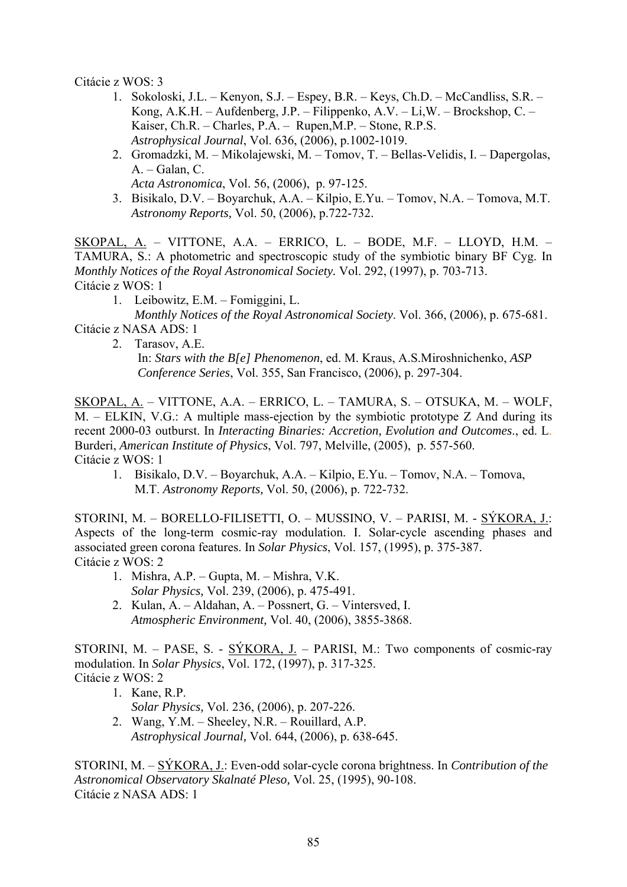Citácie z WOS: 3

1. Sokoloski, J.L. – Kenyon, S.J. – Espey, B.R. – Keys, Ch.D. – McCandliss, S.R. – Kong, A.K.H. – Aufdenberg, J.P. – Filippenko, A.V. – Li,W. – Brockshop, C. – Kaiser, Ch.R. – Charles, P.A. – Rupen,M.P. – Stone, R.P.S.
   *Astrophysical Journal*, Vol. 636, (2006), p.1002-1019.
2. Gromadzki, M. – Mikolajewski, M. – Tomov, T. – Bellas-Velidis, I. – Dapergolas, A. – Galan, C.
   *Acta Astronomica*, Vol. 56, (2006), p. 97-125.
3. Bisikalo, D.V. – Boyarchuk, A.A. – Kilpio, E.Yu. – Tomov, N.A. – Tomova, M.T.
   *Astronomy Reports,* Vol. 50, (2006), p.722-732.

<u>SKOPAL, A.</u> – VITTONE, A.A. – ERRICO, L. – BODE, M.F. – LLOYD, H.M. – TAMURA, S.: A photometric and spectroscopic study of the symbiotic binary BF Cyg. In *Monthly Notices of the Royal Astronomical Society.* Vol. 292, (1997), p. 703-713.
Citácie z WOS: 1

1. Leibowitz, E.M. – Fomiggini, L.
   *Monthly Notices of the Royal Astronomical Society*. Vol. 366, (2006), p. 675-681.

Citácie z NASA ADS: 1

2. Tarasov, A.E.
   In: *Stars with the B[e] Phenomenon*, ed. M. Kraus, A.S.Miroshnichenko, *ASP Conference Series*, Vol. 355, San Francisco, (2006), p. 297-304.

<u>SKOPAL, A.</u> – VITTONE, A.A. – ERRICO, L. – TAMURA, S. – OTSUKA, M. – WOLF, M. – ELKIN, V.G.: A multiple mass-ejection by the symbiotic prototype Z And during its recent 2000-03 outburst. In *Interacting Binaries: Accretion, Evolution and Outcomes*., ed. L. Burderi, *American Institute of Physics*, Vol. 797, Melville, (2005), p. 557-560.
Citácie z WOS: 1

1. Bisikalo, D.V. – Boyarchuk, A.A. – Kilpio, E.Yu. – Tomov, N.A. – Tomova, M.T. *Astronomy Reports,* Vol. 50, (2006), p. 722-732.

STORINI, M. – BORELLO-FILISETTI, O. – MUSSINO, V. – PARISI, M. - <u>SÝKORA, J.</u>: Aspects of the long-term cosmic-ray modulation. I. Solar-cycle ascending phases and associated green corona features. In *Solar Physics*, Vol. 157, (1995), p. 375-387.
Citácie z WOS: 2

1. Mishra, A.P. – Gupta, M. – Mishra, V.K.
   *Solar Physics,* Vol. 239, (2006), p. 475-491.
2. Kulan, A. – Aldahan, A. – Possnert, G. – Vintersved, I.
   *Atmospheric Environment,* Vol. 40, (2006), 3855-3868.

STORINI, M. – PASE, S. - <u>SÝKORA, J.</u> – PARISI, M.: Two components of cosmic-ray modulation. In *Solar Physics*, Vol. 172, (1997), p. 317-325.
Citácie z WOS: 2

1. Kane, R.P.
   *Solar Physics,* Vol. 236, (2006), p. 207-226.
2. Wang, Y.M. – Sheeley, N.R. – Rouillard, A.P.
   *Astrophysical Journal,* Vol. 644, (2006), p. 638-645.

STORINI, M. – <u>SÝKORA, J.</u>: Even-odd solar-cycle corona brightness. In *Contribution of the Astronomical Observatory Skalnaté Pleso,* Vol. 25, (1995), 90-108.
Citácie z NASA ADS: 1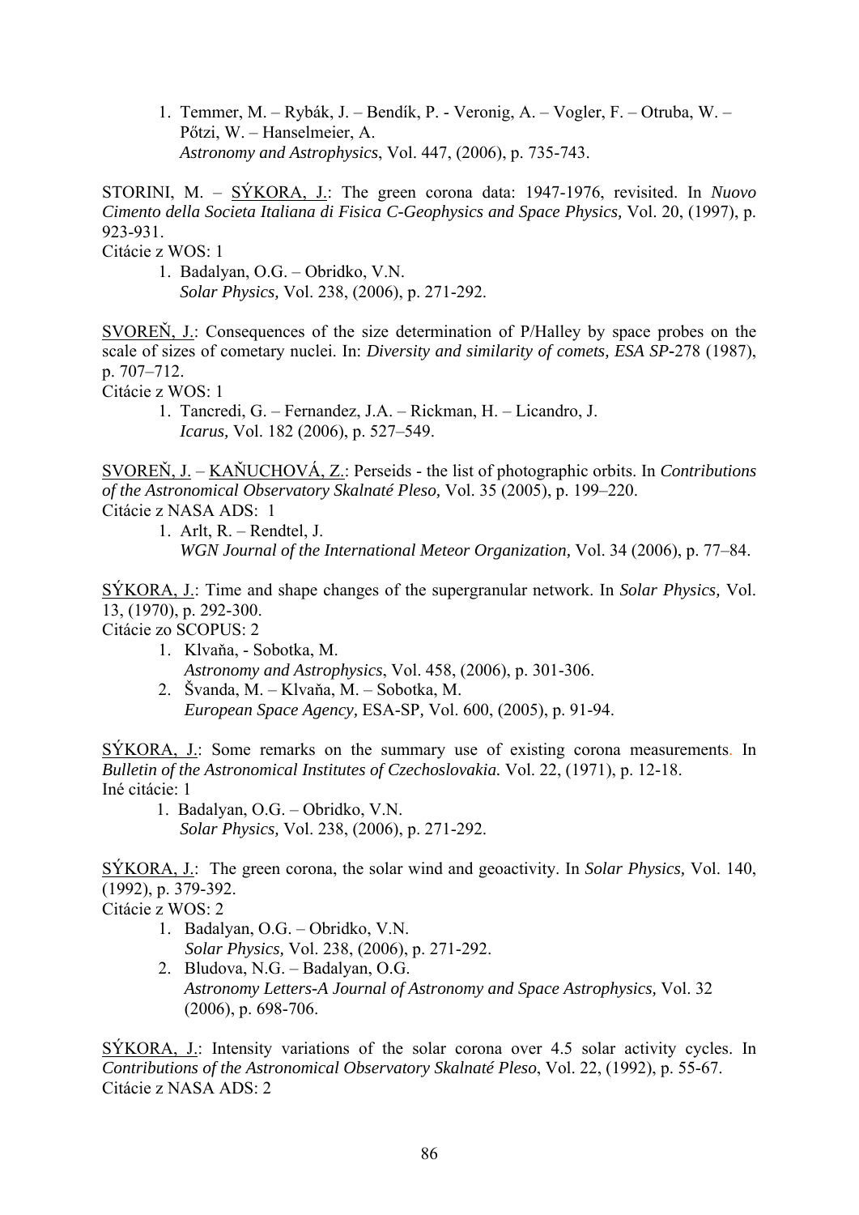1. Temmer, M. – Rybák, J. – Bendík, P. - Veronig, A. – Vogler, F. – Otruba, W. – Pőtzi, W. – Hanselmeier, A.
   *Astronomy and Astrophysics*, Vol. 447, (2006), p. 735-743.

<u>STORINI, M. – SÝKORA, J.</u>: The green corona data: 1947-1976, revisited. In *Nuovo Cimento della Societa Italiana di Fisica C-Geophysics and Space Physics,* Vol. 20, (1997), p. 923-931.
Citácie z WOS: 1

1. Badalyan, O.G. – Obridko, V.N.
   *Solar Physics,* Vol. 238, (2006), p. 271-292.

<u>SVOREŇ, J.</u>: Consequences of the size determination of P/Halley by space probes on the scale of sizes of cometary nuclei. In: *Diversity and similarity of comets, ESA SP*-278 (1987), p. 707–712.
Citácie z WOS: 1

1. Tancredi, G. – Fernandez, J.A. – Rickman, H. – Licandro, J.
   *Icarus,* Vol. 182 (2006), p. 527–549.

<u>SVOREŇ, J.</u> – <u>KAŇUCHOVÁ, Z.</u>: Perseids - the list of photographic orbits. In *Contributions of the Astronomical Observatory Skalnaté Pleso,* Vol. 35 (2005), p. 199–220.
Citácie z NASA ADS: 1

1. Arlt, R. – Rendtel, J.
   *WGN Journal of the International Meteor Organization,* Vol. 34 (2006), p. 77–84.

<u>SÝKORA, J.</u>: Time and shape changes of the supergranular network. In *Solar Physics,* Vol. 13, (1970), p. 292-300.
Citácie zo SCOPUS: 2

1. Klvaňa, - Sobotka, M.
   *Astronomy and Astrophysics*, Vol. 458, (2006), p. 301-306.
2. Švanda, M. – Klvaňa, M. – Sobotka, M.
   *European Space Agency,* ESA-SP*,* Vol. 600, (2005), p. 91-94.

<u>SÝKORA, J.</u>: Some remarks on the summary use of existing corona measurements. In *Bulletin of the Astronomical Institutes of Czechoslovakia.* Vol. 22, (1971), p. 12-18.
Iné citácie: 1

1. Badalyan, O.G. – Obridko, V.N.
   *Solar Physics,* Vol. 238, (2006), p. 271-292.

<u>SÝKORA, J.</u>: The green corona, the solar wind and geoactivity. In *Solar Physics,* Vol. 140, (1992), p. 379-392.
Citácie z WOS: 2

1. Badalyan, O.G. – Obridko, V.N.
   *Solar Physics*, Vol. 238, (2006), p. 271-292.
2. Bludova, N.G. – Badalyan, O.G.
   *Astronomy Letters-A Journal of Astronomy and Space Astrophysics,* Vol. 32 (2006), p. 698-706.

<u>SÝKORA, J.</u>: Intensity variations of the solar corona over 4.5 solar activity cycles. In *Contributions of the Astronomical Observatory Skalnaté Pleso*, Vol. 22, (1992), p. 55-67.
Citácie z NASA ADS: 2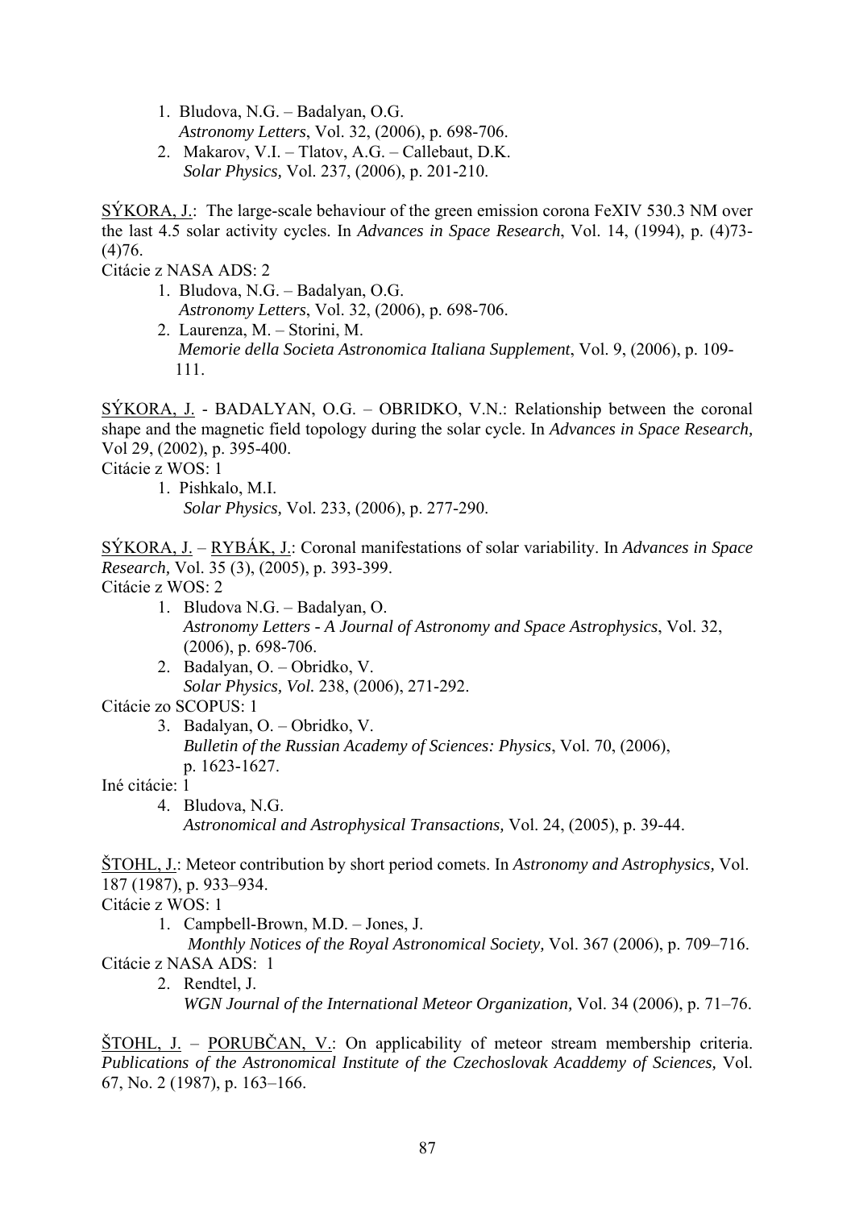1. Bludova, N.G. – Badalyan, O.G.
   *Astronomy Letters*, Vol. 32, (2006), p. 698-706.
2. Makarov, V.I. – Tlatov, A.G. – Callebaut, D.K.
   *Solar Physics,* Vol. 237, (2006), p. 201-210.

<u>SÝKORA, J.</u>: The large-scale behaviour of the green emission corona FeXIV 530.3 NM over the last 4.5 solar activity cycles. In *Advances in Space Research*, Vol. 14, (1994), p. (4)73-(4)76.

Citácie z NASA ADS: 2

1. Bludova, N.G. – Badalyan, O.G.
   *Astronomy Letters*, Vol. 32, (2006), p. 698-706.
2. Laurenza, M. – Storini, M.
   *Memorie della Societa Astronomica Italiana Supplement*, Vol. 9, (2006), p. 109-111.

<u>SÝKORA, J.</u> - BADALYAN, O.G. – OBRIDKO, V.N.: Relationship between the coronal shape and the magnetic field topology during the solar cycle. In *Advances in Space Research,* Vol 29, (2002), p. 395-400.

Citácie z WOS: 1

1. Pishkalo, M.I.
   *Solar Physics,* Vol. 233, (2006), p. 277-290.

<u>SÝKORA, J.</u> – <u>RYBÁK, J.</u>: Coronal manifestations of solar variability. In *Advances in Space Research,* Vol. 35 (3), (2005), p. 393-399.

Citácie z WOS: 2

1. Bludova N.G. – Badalyan, O.
   *Astronomy Letters - A Journal of Astronomy and Space Astrophysics*, Vol. 32, (2006), p. 698-706.
2. Badalyan, O. – Obridko, V.
   *Solar Physics, Vol.* 238, (2006), 271-292.

Citácie zo SCOPUS: 1

3. Badalyan, O. – Obridko, V.
   *Bulletin of the Russian Academy of Sciences: Physics*, Vol. 70, (2006), p. 1623-1627.

Iné citácie: 1

4. Bludova, N.G.
   *Astronomical and Astrophysical Transactions,* Vol. 24, (2005), p. 39-44.

<u>ŠTOHL, J.</u>: Meteor contribution by short period comets. In *Astronomy and Astrophysics,* Vol. 187 (1987), p. 933–934.

Citácie z WOS: 1

1. Campbell-Brown, M.D. – Jones, J.
   *Monthly Notices of the Royal Astronomical Society,* Vol. 367 (2006), p. 709–716.

Citácie z NASA ADS: 1

2. Rendtel, J.
   *WGN Journal of the International Meteor Organization,* Vol. 34 (2006), p. 71–76.

<u>ŠTOHL, J.</u> – <u>PORUBČAN, V.</u>: On applicability of meteor stream membership criteria. *Publications of the Astronomical Institute of the Czechoslovak Acaddemy of Sciences,* Vol. 67, No. 2 (1987), p. 163–166.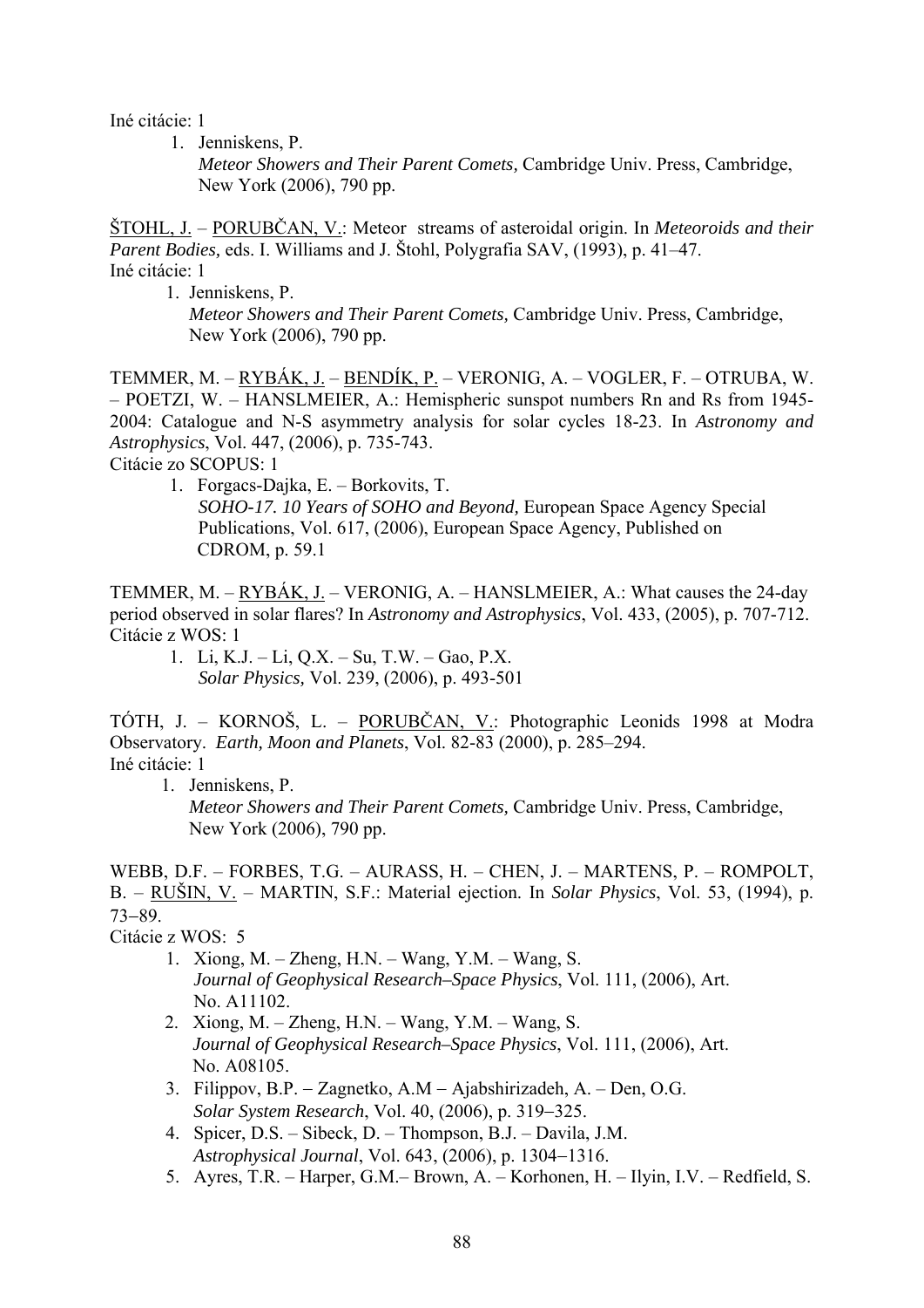Iné citácie: 1

1. Jenniskens, P.
   *Meteor Showers and Their Parent Comets,* Cambridge Univ. Press, Cambridge, New York (2006), 790 pp.

ŠTOHL, J. – PORUBČAN, V.: Meteor streams of asteroidal origin. In *Meteoroids and their Parent Bodies,* eds. I. Williams and J. Štohl, Polygrafia SAV, (1993), p. 41–47.
Iné citácie: 1

1. Jenniskens, P.
   *Meteor Showers and Their Parent Comets,* Cambridge Univ. Press, Cambridge, New York (2006), 790 pp.

TEMMER, M. – RYBÁK, J. – BENDÍK, P. – VERONIG, A. – VOGLER, F. – OTRUBA, W. – POETZI, W. – HANSLMEIER, A.: Hemispheric sunspot numbers Rn and Rs from 1945-2004: Catalogue and N-S asymmetry analysis for solar cycles 18-23. In *Astronomy and Astrophysics*, Vol. 447, (2006), p. 735-743.
Citácie zo SCOPUS: 1

1. Forgacs-Dajka, E. – Borkovits, T.
   *SOHO-17. 10 Years of SOHO and Beyond,* European Space Agency Special Publications, Vol. 617, (2006), European Space Agency, Published on CDROM, p. 59.1

TEMMER, M. – RYBÁK, J. – VERONIG, A. – HANSLMEIER, A.: What causes the 24-day period observed in solar flares? In *Astronomy and Astrophysics*, Vol. 433, (2005), p. 707-712.
Citácie z WOS: 1

1. Li, K.J. – Li, Q.X. – Su, T.W. – Gao, P.X.
   *Solar Physics,* Vol. 239, (2006), p. 493-501

TÓTH, J. – KORNOŠ, L. – PORUBČAN, V.: Photographic Leonids 1998 at Modra Observatory. *Earth, Moon and Planets*, Vol. 82-83 (2000), p. 285–294.
Iné citácie: 1

1. Jenniskens, P.
   *Meteor Showers and Their Parent Comets,* Cambridge Univ. Press, Cambridge, New York (2006), 790 pp.

WEBB, D.F. – FORBES, T.G. – AURASS, H. – CHEN, J. – MARTENS, P. – ROMPOLT, B. – RUŠIN, V. – MARTIN, S.F.: Material ejection. In *Solar Physics*, Vol. 53, (1994), p. 73–89.
Citácie z WOS: 5

1. Xiong, M. – Zheng, H.N. – Wang, Y.M. – Wang, S.
   *Journal of Geophysical Research–Space Physics*, Vol. 111, (2006), Art. No. A11102.
2. Xiong, M. – Zheng, H.N. – Wang, Y.M. – Wang, S.
   *Journal of Geophysical Research–Space Physics*, Vol. 111, (2006), Art. No. A08105.
3. Filippov, B.P. – Zagnetko, A.M – Ajabshirizadeh, A. – Den, O.G.
   *Solar System Research*, Vol. 40, (2006), p. 319–325.
4. Spicer, D.S. – Sibeck, D. – Thompson, B.J. – Davila, J.M.
   *Astrophysical Journal*, Vol. 643, (2006), p. 1304–1316.
5. Ayres, T.R. – Harper, G.M.– Brown, A. – Korhonen, H. – Ilyin, I.V. – Redfield, S.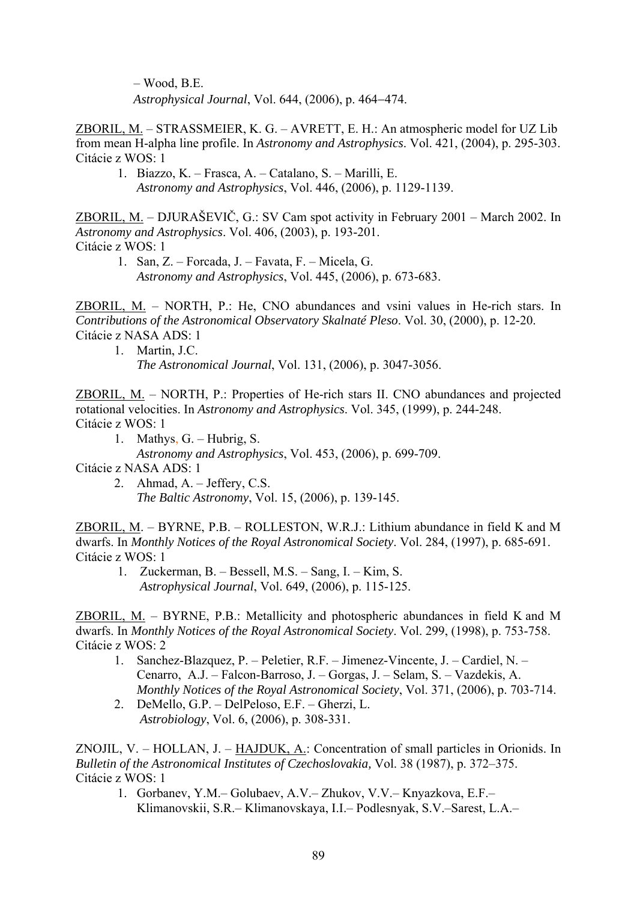– Wood, B.E.
*Astrophysical Journal*, Vol. 644, (2006), p. 464–474.

ZBORIL, M. – STRASSMEIER, K. G. – AVRETT, E. H.: An atmospheric model for UZ Lib from mean H-alpha line profile. In *Astronomy and Astrophysics*. Vol. 421, (2004), p. 295-303.
Citácie z WOS: 1

1. Biazzo, K. – Frasca, A. – Catalano, S. – Marilli, E.
   *Astronomy and Astrophysics*, Vol. 446, (2006), p. 1129-1139.

ZBORIL, M. – DJURAŠEVIČ, G.: SV Cam spot activity in February 2001 – March 2002. In *Astronomy and Astrophysics*. Vol. 406, (2003), p. 193-201.
Citácie z WOS: 1

1. San, Z. – Forcada, J. – Favata, F. – Micela, G.
   *Astronomy and Astrophysics*, Vol. 445, (2006), p. 673-683.

ZBORIL, M. – NORTH, P.: He, CNO abundances and vsini values in He-rich stars. In *Contributions of the Astronomical Observatory Skalnaté Pleso*. Vol. 30, (2000), p. 12-20.
Citácie z NASA ADS: 1

1. Martin, J.C.
   *The Astronomical Journal*, Vol. 131, (2006), p. 3047-3056.

ZBORIL, M. – NORTH, P.: Properties of He-rich stars II. CNO abundances and projected rotational velocities. In *Astronomy and Astrophysics*. Vol. 345, (1999), p. 244-248.
Citácie z WOS: 1

1. Mathys, G. – Hubrig, S.
   *Astronomy and Astrophysics*, Vol. 453, (2006), p. 699-709.

Citácie z NASA ADS: 1

2. Ahmad, A. – Jeffery, C.S.
   *The Baltic Astronomy*, Vol. 15, (2006), p. 139-145.

ZBORIL, M. – BYRNE, P.B. – ROLLESTON, W.R.J.: Lithium abundance in field K and M dwarfs. In *Monthly Notices of the Royal Astronomical Society*. Vol. 284, (1997), p. 685-691.
Citácie z WOS: 1

1. Zuckerman, B. – Bessell, M.S. – Sang, I. – Kim, S.
   *Astrophysical Journal*, Vol. 649, (2006), p. 115-125.

ZBORIL, M. – BYRNE, P.B.: Metallicity and photospheric abundances in field K and M dwarfs. In *Monthly Notices of the Royal Astronomical Society*. Vol. 299, (1998), p. 753-758.
Citácie z WOS: 2

1. Sanchez-Blazquez, P. – Peletier, R.F. – Jimenez-Vincente, J. – Cardiel, N. – Cenarro, A.J. – Falcon-Barroso, J. – Gorgas, J. – Selam, S. – Vazdekis, A.
   *Monthly Notices of the Royal Astronomical Society*, Vol. 371, (2006), p. 703-714.
2. DeMello, G.P. – DelPeloso, E.F. – Gherzi, L.
   *Astrobiology*, Vol. 6, (2006), p. 308-331.

ZNOJIL, V. – HOLLAN, J. – HAJDUK, A.: Concentration of small particles in Orionids. In *Bulletin of the Astronomical Institutes of Czechoslovakia,* Vol. 38 (1987), p. 372–375.
Citácie z WOS: 1

1. Gorbanev, Y.M.– Golubaev, A.V.– Zhukov, V.V.– Knyazkova, E.F.– Klimanovskii, S.R.– Klimanovskaya, I.I.– Podlesnyak, S.V.–Sarest, L.A.–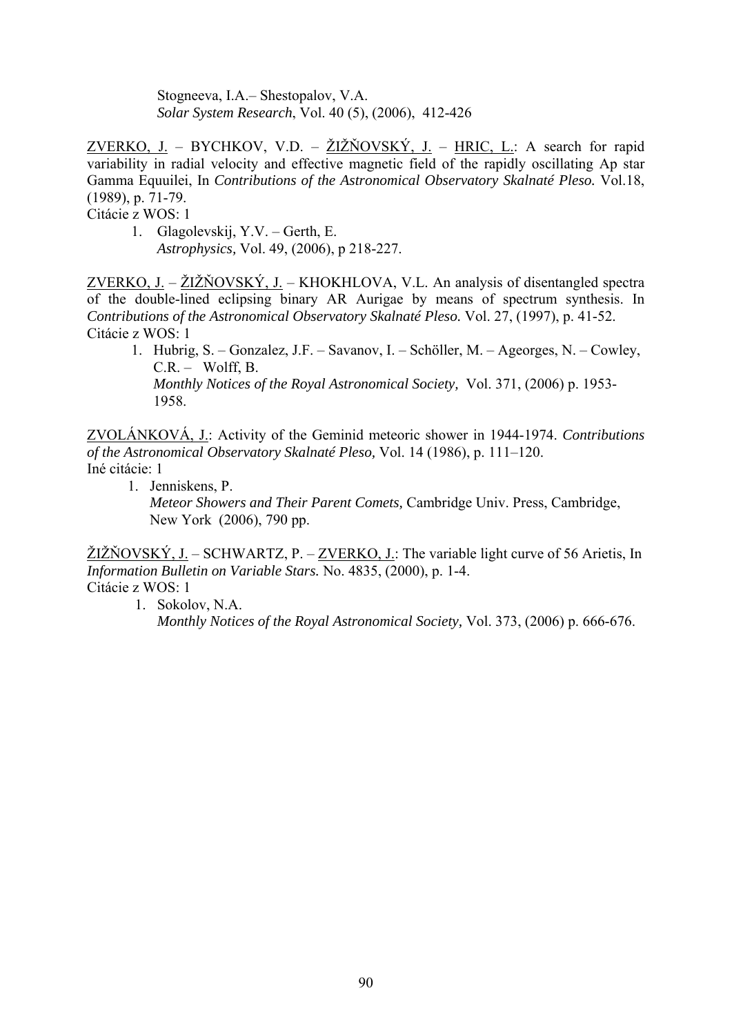Stogneeva, I.A.– Shestopalov, V.A.
*Solar System Research*, Vol. 40 (5), (2006), 412-426

ZVERKO, J. – BYCHKOV, V.D. – ŽIŽŇOVSKÝ, J. – HRIC, L.: A search for rapid variability in radial velocity and effective magnetic field of the rapidly oscillating Ap star Gamma Equuilei, In *Contributions of the Astronomical Observatory Skalnaté Pleso.* Vol.18, (1989), p. 71-79.
Citácie z WOS: 1

1. Glagolevskij, Y.V. – Gerth, E.
   *Astrophysics,* Vol. 49, (2006), p 218-227.

ZVERKO, J. – ŽIŽŇOVSKÝ, J. – KHOKHLOVA, V.L. An analysis of disentangled spectra of the double-lined eclipsing binary AR Aurigae by means of spectrum synthesis. In *Contributions of the Astronomical Observatory Skalnaté Pleso.* Vol. 27, (1997), p. 41-52.
Citácie z WOS: 1

1. Hubrig, S. – Gonzalez, J.F. – Savanov, I. – Schöller, M. – Ageorges, N. – Cowley, C.R. – Wolff, B.
   *Monthly Notices of the Royal Astronomical Society,* Vol. 371, (2006) p. 1953-1958.

ZVOLÁNKOVÁ, J.: Activity of the Geminid meteoric shower in 1944-1974. *Contributions of the Astronomical Observatory Skalnaté Pleso,* Vol. 14 (1986), p. 111–120.
Iné citácie: 1

1. Jenniskens, P.
   *Meteor Showers and Their Parent Comets,* Cambridge Univ. Press, Cambridge, New York (2006), 790 pp.

ŽIŽŇOVSKÝ, J. – SCHWARTZ, P. – ZVERKO, J.: The variable light curve of 56 Arietis, In *Information Bulletin on Variable Stars.* No. 4835, (2000), p. 1-4.
Citácie z WOS: 1

1. Sokolov, N.A.
   *Monthly Notices of the Royal Astronomical Society,* Vol. 373, (2006) p. 666-676.